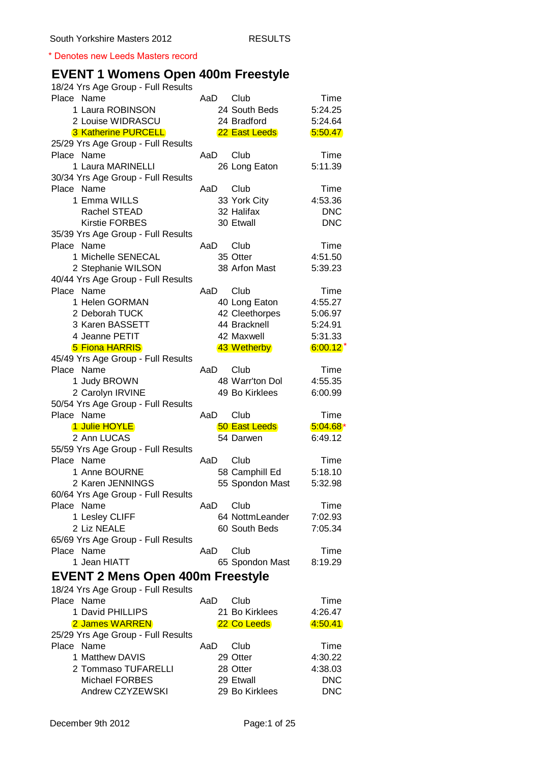South Yorkshire Masters 2012 RESULTS

* Denotes new Leeds Masters record

## EVENT 1 Womens Open 400m Freestyle

18/24 Yrs Age Group - Full Results

| Place | Name | AaD | Club | Time |
|---|---|---|---|---|
| 1 | Laura ROBINSON | 24 | South Beds | 5:24.25 |
| 2 | Louise WIDRASCU | 24 | Bradford | 5:24.64 |
| 3 | Katherine PURCELL | 22 | East Leeds | 5:50.47 |

25/29 Yrs Age Group - Full Results

| Place | Name | AaD | Club | Time |
|---|---|---|---|---|
| 1 | Laura MARINELLI | 26 | Long Eaton | 5:11.39 |

30/34 Yrs Age Group - Full Results

| Place | Name | AaD | Club | Time |
|---|---|---|---|---|
| 1 | Emma WILLS | 33 | York City | 4:53.36 |
| | Rachel STEAD | 32 | Halifax | DNC |
| | Kirstie FORBES | 30 | Etwall | DNC |

35/39 Yrs Age Group - Full Results

| Place | Name | AaD | Club | Time |
|---|---|---|---|---|
| 1 | Michelle SENECAL | 35 | Otter | 4:51.50 |
| 2 | Stephanie WILSON | 38 | Arfon Mast | 5:39.23 |

40/44 Yrs Age Group - Full Results

| Place | Name | AaD | Club | Time |
|---|---|---|---|---|
| 1 | Helen GORMAN | 40 | Long Eaton | 4:55.27 |
| 2 | Deborah TUCK | 42 | Cleethorpes | 5:06.97 |
| 3 | Karen BASSETT | 44 | Bracknell | 5:24.91 |
| 4 | Jeanne PETIT | 42 | Maxwell | 5:31.33 |
| 5 | Fiona HARRIS | 43 | Wetherby | 6:00.12 * |

45/49 Yrs Age Group - Full Results

| Place | Name | AaD | Club | Time |
|---|---|---|---|---|
| 1 | Judy BROWN | 48 | Warr'ton Dol | 4:55.35 |
| 2 | Carolyn IRVINE | 49 | Bo Kirklees | 6:00.99 |

50/54 Yrs Age Group - Full Results

| Place | Name | AaD | Club | Time |
|---|---|---|---|---|
| 1 | Julie HOYLE | 50 | East Leeds | 5:04.68 * |
| 2 | Ann LUCAS | 54 | Darwen | 6:49.12 |

55/59 Yrs Age Group - Full Results

| Place | Name | AaD | Club | Time |
|---|---|---|---|---|
| 1 | Anne BOURNE | 58 | Camphill Ed | 5:18.10 |
| 2 | Karen JENNINGS | 55 | Spondon Mast | 5:32.98 |

60/64 Yrs Age Group - Full Results

| Place | Name | AaD | Club | Time |
|---|---|---|---|---|
| 1 | Lesley CLIFF | 64 | NottmLeander | 7:02.93 |
| 2 | Liz NEALE | 60 | South Beds | 7:05.34 |

65/69 Yrs Age Group - Full Results

| Place | Name | AaD | Club | Time |
|---|---|---|---|---|
| 1 | Jean HIATT | 65 | Spondon Mast | 8:19.29 |

## EVENT 2 Mens Open 400m Freestyle

18/24 Yrs Age Group - Full Results

| Place | Name | AaD | Club | Time |
|---|---|---|---|---|
| 1 | David PHILLIPS | 21 | Bo Kirklees | 4:26.47 |
| 2 | James WARREN | 22 | Co Leeds | 4:50.41 |

25/29 Yrs Age Group - Full Results

| Place | Name | AaD | Club | Time |
|---|---|---|---|---|
| 1 | Matthew DAVIS | 29 | Otter | 4:30.22 |
| 2 | Tommaso TUFARELLI | 28 | Otter | 4:38.03 |
| | Michael FORBES | 29 | Etwall | DNC |
| | Andrew CZYZEWSKI | 29 | Bo Kirklees | DNC |

December 9th 2012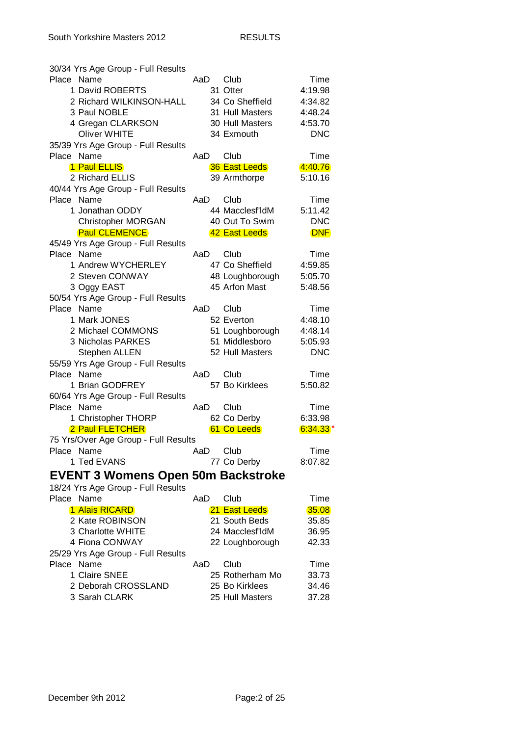30/34 Yrs Age Group - Full Results

| Place | Name | AaD | Club | Time |
|---|---|---|---|---|
| 1 | David ROBERTS | 31 | Otter | 4:19.98 |
| 2 | Richard WILKINSON-HALL | 34 | Co Sheffield | 4:34.82 |
| 3 | Paul NOBLE | 31 | Hull Masters | 4:48.24 |
| 4 | Gregan CLARKSON | 30 | Hull Masters | 4:53.70 |
| | Oliver WHITE | 34 | Exmouth | DNC |

35/39 Yrs Age Group - Full Results

| Place | Name | AaD | Club | Time |
|---|---|---|---|---|
| 1 | Paul ELLIS | 36 | East Leeds | 4:40.76 |
| 2 | Richard ELLIS | 39 | Armthorpe | 5:10.16 |

40/44 Yrs Age Group - Full Results

| Place | Name | AaD | Club | Time |
|---|---|---|---|---|
| 1 | Jonathan ODDY | 44 | Macclesf'ldM | 5:11.42 |
| | Christopher MORGAN | 40 | Out To Swim | DNC |
| | Paul CLEMENCE | 42 | East Leeds | DNF |

45/49 Yrs Age Group - Full Results

| Place | Name | AaD | Club | Time |
|---|---|---|---|---|
| 1 | Andrew WYCHERLEY | 47 | Co Sheffield | 4:59.85 |
| 2 | Steven CONWAY | 48 | Loughborough | 5:05.70 |
| 3 | Oggy EAST | 45 | Arfon Mast | 5:48.56 |

50/54 Yrs Age Group - Full Results

| Place | Name | AaD | Club | Time |
|---|---|---|---|---|
| 1 | Mark JONES | 52 | Everton | 4:48.10 |
| 2 | Michael COMMONS | 51 | Loughborough | 4:48.14 |
| 3 | Nicholas PARKES | 51 | Middlesboro | 5:05.93 |
| | Stephen ALLEN | 52 | Hull Masters | DNC |

55/59 Yrs Age Group - Full Results

| Place | Name | AaD | Club | Time |
|---|---|---|---|---|
| 1 | Brian GODFREY | 57 | Bo Kirklees | 5:50.82 |

60/64 Yrs Age Group - Full Results

| Place | Name | AaD | Club | Time |
|---|---|---|---|---|
| 1 | Christopher THORP | 62 | Co Derby | 6:33.98 |
| 2 | Paul FLETCHER | 61 | Co Leeds | 6:34.33 * |

75 Yrs/Over Age Group - Full Results

| Place | Name | AaD | Club | Time |
|---|---|---|---|---|
| 1 | Ted EVANS | 77 | Co Derby | 8:07.82 |

## EVENT 3 Womens Open 50m Backstroke

18/24 Yrs Age Group - Full Results

| Place | Name | AaD | Club | Time |
|---|---|---|---|---|
| 1 | Alais RICARD | 21 | East Leeds | 35.08 |
| 2 | Kate ROBINSON | 21 | South Beds | 35.85 |
| 3 | Charlotte WHITE | 24 | Macclesf'ldM | 36.95 |
| 4 | Fiona CONWAY | 22 | Loughborough | 42.33 |

25/29 Yrs Age Group - Full Results

| Place | Name | AaD | Club | Time |
|---|---|---|---|---|
| 1 | Claire SNEE | 25 | Rotherham Mo | 33.73 |
| 2 | Deborah CROSSLAND | 25 | Bo Kirklees | 34.46 |
| 3 | Sarah CLARK | 25 | Hull Masters | 37.28 |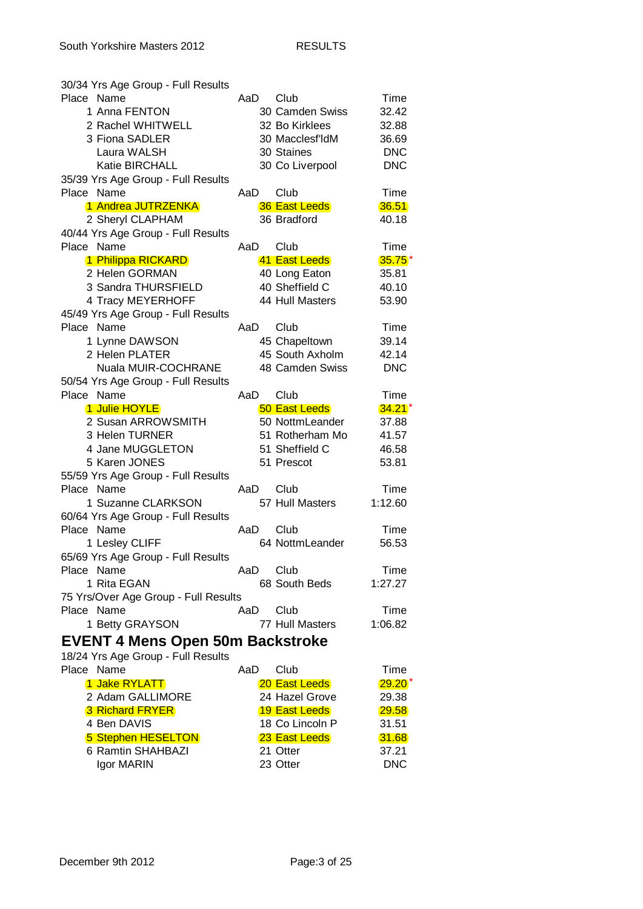30/34 Yrs Age Group - Full Results

| Place | Name | AaD | Club | Time |
|---|---|---|---|---|
| 1 | Anna FENTON | 30 | Camden Swiss | 32.42 |
| 2 | Rachel WHITWELL | 32 | Bo Kirklees | 32.88 |
| 3 | Fiona SADLER | 30 | Macclesf'ldM | 36.69 |
| | Laura WALSH | 30 | Staines | DNC |
| | Katie BIRCHALL | 30 | Co Liverpool | DNC |

35/39 Yrs Age Group - Full Results

| Place | Name | AaD | Club | Time |
|---|---|---|---|---|
| 1 | Andrea JUTRZENKA | 36 | East Leeds | 36.51 |
| 2 | Sheryl CLAPHAM | 36 | Bradford | 40.18 |

40/44 Yrs Age Group - Full Results

| Place | Name | AaD | Club | Time |
|---|---|---|---|---|
| 1 | Philippa RICKARD | 41 | East Leeds | 35.75 * |
| 2 | Helen GORMAN | 40 | Long Eaton | 35.81 |
| 3 | Sandra THURSFIELD | 40 | Sheffield C | 40.10 |
| 4 | Tracy MEYERHOFF | 44 | Hull Masters | 53.90 |

45/49 Yrs Age Group - Full Results

| Place | Name | AaD | Club | Time |
|---|---|---|---|---|
| 1 | Lynne DAWSON | 45 | Chapeltown | 39.14 |
| 2 | Helen PLATER | 45 | South Axholm | 42.14 |
| | Nuala MUIR-COCHRANE | 48 | Camden Swiss | DNC |

50/54 Yrs Age Group - Full Results

| Place | Name | AaD | Club | Time |
|---|---|---|---|---|
| 1 | Julie HOYLE | 50 | East Leeds | 34.21 * |
| 2 | Susan ARROWSMITH | 50 | NottmLeander | 37.88 |
| 3 | Helen TURNER | 51 | Rotherham Mo | 41.57 |
| 4 | Jane MUGGLETON | 51 | Sheffield C | 46.58 |
| 5 | Karen JONES | 51 | Prescot | 53.81 |

55/59 Yrs Age Group - Full Results

| Place | Name | AaD | Club | Time |
|---|---|---|---|---|
| 1 | Suzanne CLARKSON | 57 | Hull Masters | 1:12.60 |

60/64 Yrs Age Group - Full Results

| Place | Name | AaD | Club | Time |
|---|---|---|---|---|
| 1 | Lesley CLIFF | 64 | NottmLeander | 56.53 |

65/69 Yrs Age Group - Full Results

| Place | Name | AaD | Club | Time |
|---|---|---|---|---|
| 1 | Rita EGAN | 68 | South Beds | 1:27.27 |

75 Yrs/Over Age Group - Full Results

| Place | Name | AaD | Club | Time |
|---|---|---|---|---|
| 1 | Betty GRAYSON | 77 | Hull Masters | 1:06.82 |

## EVENT 4 Mens Open 50m Backstroke

18/24 Yrs Age Group - Full Results

| Place | Name | AaD | Club | Time |
|---|---|---|---|---|
| 1 | Jake RYLATT | 20 | East Leeds | 29.20 * |
| 2 | Adam GALLIMORE | 24 | Hazel Grove | 29.38 |
| 3 | Richard FRYER | 19 | East Leeds | 29.58 |
| 4 | Ben DAVIS | 18 | Co Lincoln P | 31.51 |
| 5 | Stephen HESELTON | 23 | East Leeds | 31.68 |
| 6 | Ramtin SHAHBAZI | 21 | Otter | 37.21 |
| | Igor MARIN | 23 | Otter | DNC |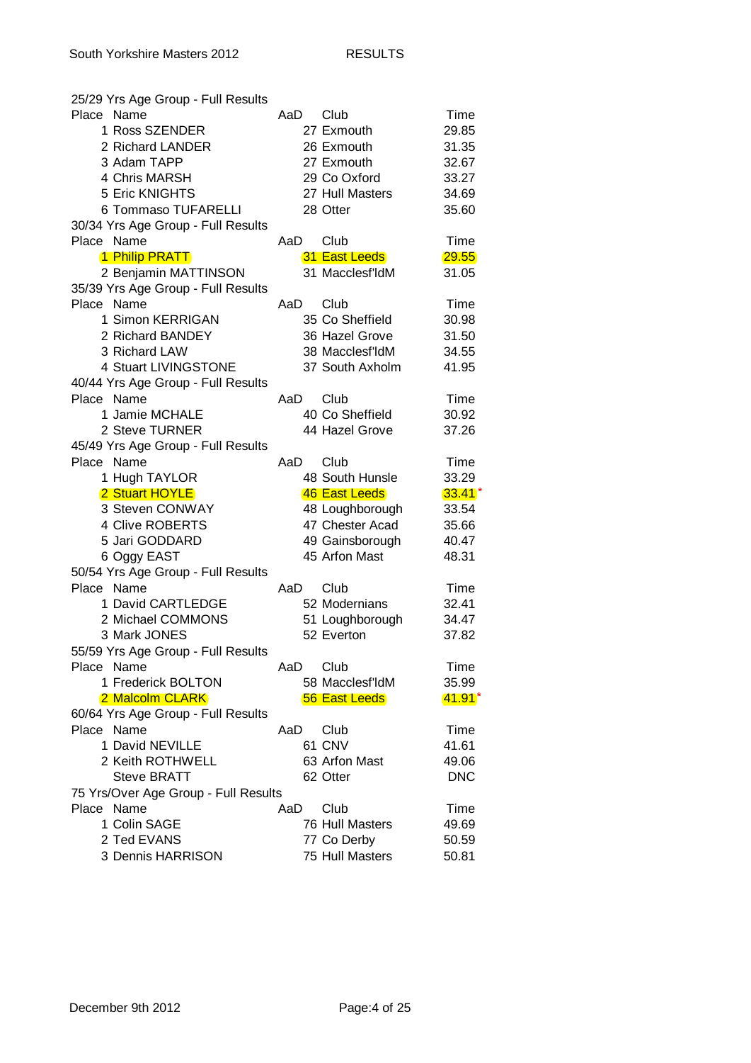South Yorkshire Masters 2012 RESULTS

### 25/29 Yrs Age Group - Full Results

| Place | Name | AaD | Club | Time |
|---|---|---|---|---|
| 1 | Ross SZENDER | 27 | Exmouth | 29.85 |
| 2 | Richard LANDER | 26 | Exmouth | 31.35 |
| 3 | Adam TAPP | 27 | Exmouth | 32.67 |
| 4 | Chris MARSH | 29 | Co Oxford | 33.27 |
| 5 | Eric KNIGHTS | 27 | Hull Masters | 34.69 |
| 6 | Tommaso TUFARELLI | 28 | Otter | 35.60 |

### 30/34 Yrs Age Group - Full Results

| Place | Name | AaD | Club | Time |
|---|---|---|---|---|
| 1 | Philip PRATT | 31 | East Leeds | 29.55 |
| 2 | Benjamin MATTINSON | 31 | Macclesf'ldM | 31.05 |

### 35/39 Yrs Age Group - Full Results

| Place | Name | AaD | Club | Time |
|---|---|---|---|---|
| 1 | Simon KERRIGAN | 35 | Co Sheffield | 30.98 |
| 2 | Richard BANDEY | 36 | Hazel Grove | 31.50 |
| 3 | Richard LAW | 38 | Macclesf'ldM | 34.55 |
| 4 | Stuart LIVINGSTONE | 37 | South Axholm | 41.95 |

### 40/44 Yrs Age Group - Full Results

| Place | Name | AaD | Club | Time |
|---|---|---|---|---|
| 1 | Jamie MCHALE | 40 | Co Sheffield | 30.92 |
| 2 | Steve TURNER | 44 | Hazel Grove | 37.26 |

### 45/49 Yrs Age Group - Full Results

| Place | Name | AaD | Club | Time |
|---|---|---|---|---|
| 1 | Hugh TAYLOR | 48 | South Hunsle | 33.29 |
| 2 | Stuart HOYLE | 46 | East Leeds | 33.41 * |
| 3 | Steven CONWAY | 48 | Loughborough | 33.54 |
| 4 | Clive ROBERTS | 47 | Chester Acad | 35.66 |
| 5 | Jari GODDARD | 49 | Gainsborough | 40.47 |
| 6 | Oggy EAST | 45 | Arfon Mast | 48.31 |

### 50/54 Yrs Age Group - Full Results

| Place | Name | AaD | Club | Time |
|---|---|---|---|---|
| 1 | David CARTLEDGE | 52 | Modernians | 32.41 |
| 2 | Michael COMMONS | 51 | Loughborough | 34.47 |
| 3 | Mark JONES | 52 | Everton | 37.82 |

### 55/59 Yrs Age Group - Full Results

| Place | Name | AaD | Club | Time |
|---|---|---|---|---|
| 1 | Frederick BOLTON | 58 | Macclesf'ldM | 35.99 |
| 2 | Malcolm CLARK | 56 | East Leeds | 41.91 * |

### 60/64 Yrs Age Group - Full Results

| Place | Name | AaD | Club | Time |
|---|---|---|---|---|
| 1 | David NEVILLE | 61 | CNV | 41.61 |
| 2 | Keith ROTHWELL | 63 | Arfon Mast | 49.06 |
| | Steve BRATT | 62 | Otter | DNC |

### 75 Yrs/Over Age Group - Full Results

| Place | Name | AaD | Club | Time |
|---|---|---|---|---|
| 1 | Colin SAGE | 76 | Hull Masters | 49.69 |
| 2 | Ted EVANS | 77 | Co Derby | 50.59 |
| 3 | Dennis HARRISON | 75 | Hull Masters | 50.81 |

December 9th 2012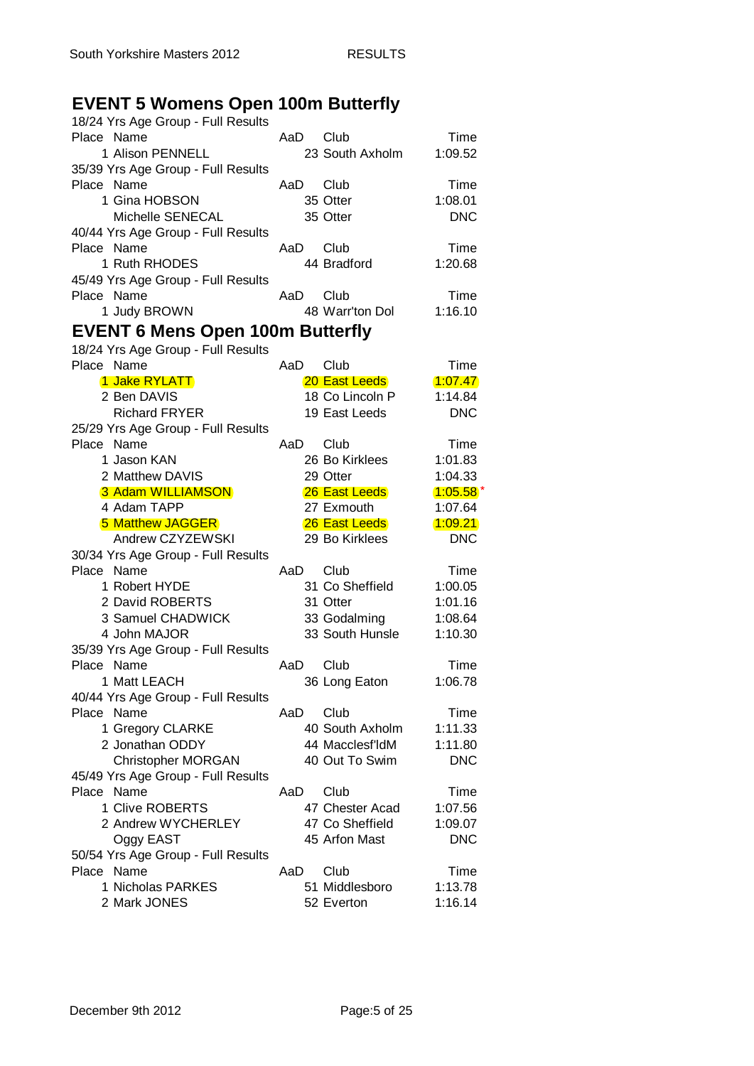# EVENT 5 Womens Open 100m Butterfly

18/24 Yrs Age Group - Full Results

| Place | Name | AaD | Club | Time |
|---|---|---|---|---|
| 1 | Alison PENNELL | 23 | South Axholm | 1:09.52 |

35/39 Yrs Age Group - Full Results

| Place | Name | AaD | Club | Time |
|---|---|---|---|---|
| 1 | Gina HOBSON | 35 | Otter | 1:08.01 |
| | Michelle SENECAL | 35 | Otter | DNC |

40/44 Yrs Age Group - Full Results

| Place | Name | AaD | Club | Time |
|---|---|---|---|---|
| 1 | Ruth RHODES | 44 | Bradford | 1:20.68 |

45/49 Yrs Age Group - Full Results

| Place | Name | AaD | Club | Time |
|---|---|---|---|---|
| 1 | Judy BROWN | 48 | Warr'ton Dol | 1:16.10 |

# EVENT 6 Mens Open 100m Butterfly

18/24 Yrs Age Group - Full Results

| Place | Name | AaD | Club | Time |
|---|---|---|---|---|
| 1 | Jake RYLATT | 20 | East Leeds | 1:07.47 |
| 2 | Ben DAVIS | 18 | Co Lincoln P | 1:14.84 |
| | Richard FRYER | 19 | East Leeds | DNC |

25/29 Yrs Age Group - Full Results

| Place | Name | AaD | Club | Time |
|---|---|---|---|---|
| 1 | Jason KAN | 26 | Bo Kirklees | 1:01.83 |
| 2 | Matthew DAVIS | 29 | Otter | 1:04.33 |
| 3 | Adam WILLIAMSON | 26 | East Leeds | 1:05.58 * |
| 4 | Adam TAPP | 27 | Exmouth | 1:07.64 |
| 5 | Matthew JAGGER | 26 | East Leeds | 1:09.21 |
| | Andrew CZYZEWSKI | 29 | Bo Kirklees | DNC |

30/34 Yrs Age Group - Full Results

| Place | Name | AaD | Club | Time |
|---|---|---|---|---|
| 1 | Robert HYDE | 31 | Co Sheffield | 1:00.05 |
| 2 | David ROBERTS | 31 | Otter | 1:01.16 |
| 3 | Samuel CHADWICK | 33 | Godalming | 1:08.64 |
| 4 | John MAJOR | 33 | South Hunsle | 1:10.30 |

35/39 Yrs Age Group - Full Results

| Place | Name | AaD | Club | Time |
|---|---|---|---|---|
| 1 | Matt LEACH | 36 | Long Eaton | 1:06.78 |

40/44 Yrs Age Group - Full Results

| Place | Name | AaD | Club | Time |
|---|---|---|---|---|
| 1 | Gregory CLARKE | 40 | South Axholm | 1:11.33 |
| 2 | Jonathan ODDY | 44 | Macclesf'ldM | 1:11.80 |
| | Christopher MORGAN | 40 | Out To Swim | DNC |

45/49 Yrs Age Group - Full Results

| Place | Name | AaD | Club | Time |
|---|---|---|---|---|
| 1 | Clive ROBERTS | 47 | Chester Acad | 1:07.56 |
| 2 | Andrew WYCHERLEY | 47 | Co Sheffield | 1:09.07 |
| | Oggy EAST | 45 | Arfon Mast | DNC |

50/54 Yrs Age Group - Full Results

| Place | Name | AaD | Club | Time |
|---|---|---|---|---|
| 1 | Nicholas PARKES | 51 | Middlesboro | 1:13.78 |
| 2 | Mark JONES | 52 | Everton | 1:16.14 |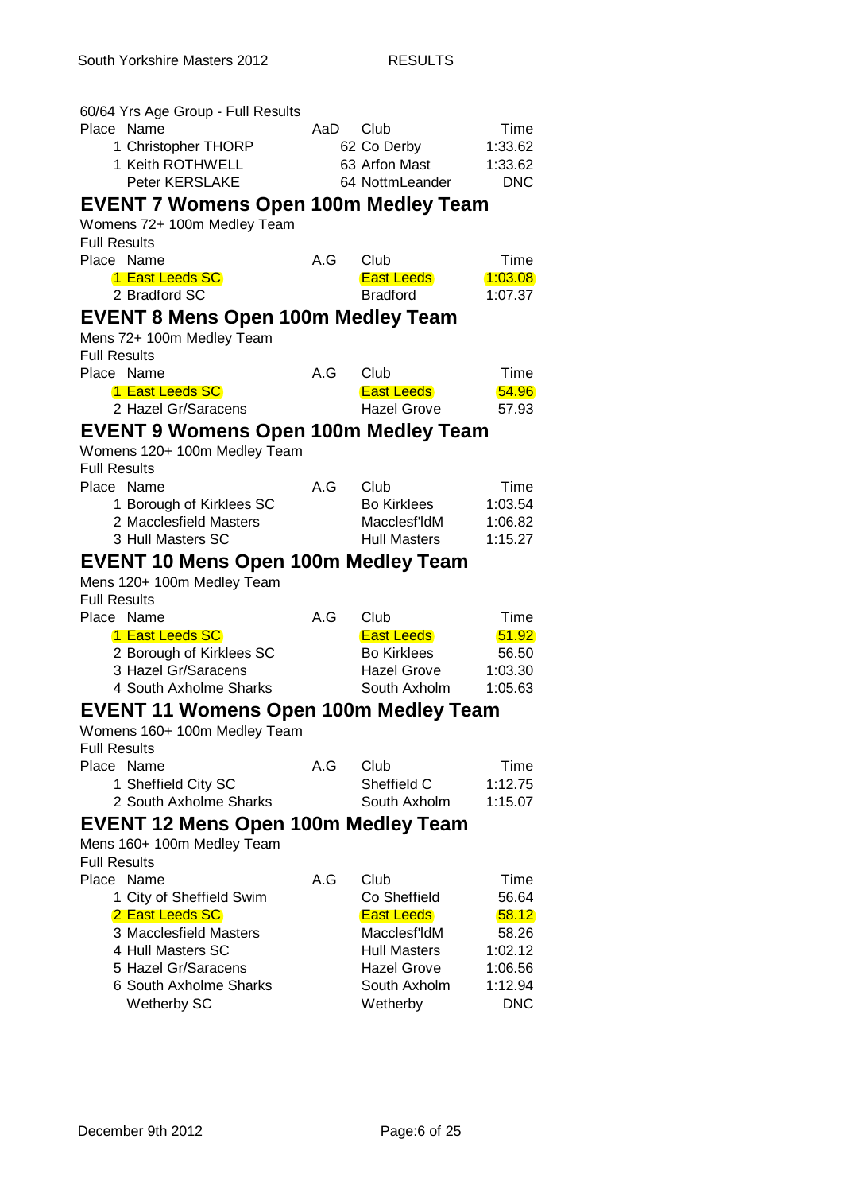60/64 Yrs Age Group - Full Results

| Place | Name | AaD | Club | Time |
|---|---|---|---|---|
| 1 | Christopher THORP | 62 | Co Derby | 1:33.62 |
| 1 | Keith ROTHWELL | 63 | Arfon Mast | 1:33.62 |
| | Peter KERSLAKE | 64 | NottmLeander | DNC |

## EVENT 7 Womens Open 100m Medley Team

Womens 72+ 100m Medley Team

Full Results

| Place | Name | A.G | Club | Time |
|---|---|---|---|---|
| 1 | East Leeds SC | | East Leeds | 1:03.08 |
| 2 | Bradford SC | | Bradford | 1:07.37 |

## EVENT 8 Mens Open 100m Medley Team

Mens 72+ 100m Medley Team

Full Results

| Place | Name | A.G | Club | Time |
|---|---|---|---|---|
| 1 | East Leeds SC | | East Leeds | 54.96 |
| 2 | Hazel Gr/Saracens | | Hazel Grove | 57.93 |

## EVENT 9 Womens Open 100m Medley Team

Womens 120+ 100m Medley Team

Full Results

| Place | Name | A.G | Club | Time |
|---|---|---|---|---|
| 1 | Borough of Kirklees SC | | Bo Kirklees | 1:03.54 |
| 2 | Macclesfield Masters | | Macclesf'ldM | 1:06.82 |
| 3 | Hull Masters SC | | Hull Masters | 1:15.27 |

## EVENT 10 Mens Open 100m Medley Team

Mens 120+ 100m Medley Team

Full Results

| Place | Name | A.G | Club | Time |
|---|---|---|---|---|
| 1 | East Leeds SC | | East Leeds | 51.92 |
| 2 | Borough of Kirklees SC | | Bo Kirklees | 56.50 |
| 3 | Hazel Gr/Saracens | | Hazel Grove | 1:03.30 |
| 4 | South Axholme Sharks | | South Axholm | 1:05.63 |

## EVENT 11 Womens Open 100m Medley Team

Womens 160+ 100m Medley Team

Full Results

| Place | Name | A.G | Club | Time |
|---|---|---|---|---|
| 1 | Sheffield City SC | | Sheffield C | 1:12.75 |
| 2 | South Axholme Sharks | | South Axholm | 1:15.07 |

## EVENT 12 Mens Open 100m Medley Team

Mens 160+ 100m Medley Team

Full Results

| Place | Name | A.G | Club | Time |
|---|---|---|---|---|
| 1 | City of Sheffield Swim | | Co Sheffield | 56.64 |
| 2 | East Leeds SC | | East Leeds | 58.12 |
| 3 | Macclesfield Masters | | Macclesf'ldM | 58.26 |
| 4 | Hull Masters SC | | Hull Masters | 1:02.12 |
| 5 | Hazel Gr/Saracens | | Hazel Grove | 1:06.56 |
| 6 | South Axholme Sharks | | South Axholm | 1:12.94 |
| | Wetherby SC | | Wetherby | DNC |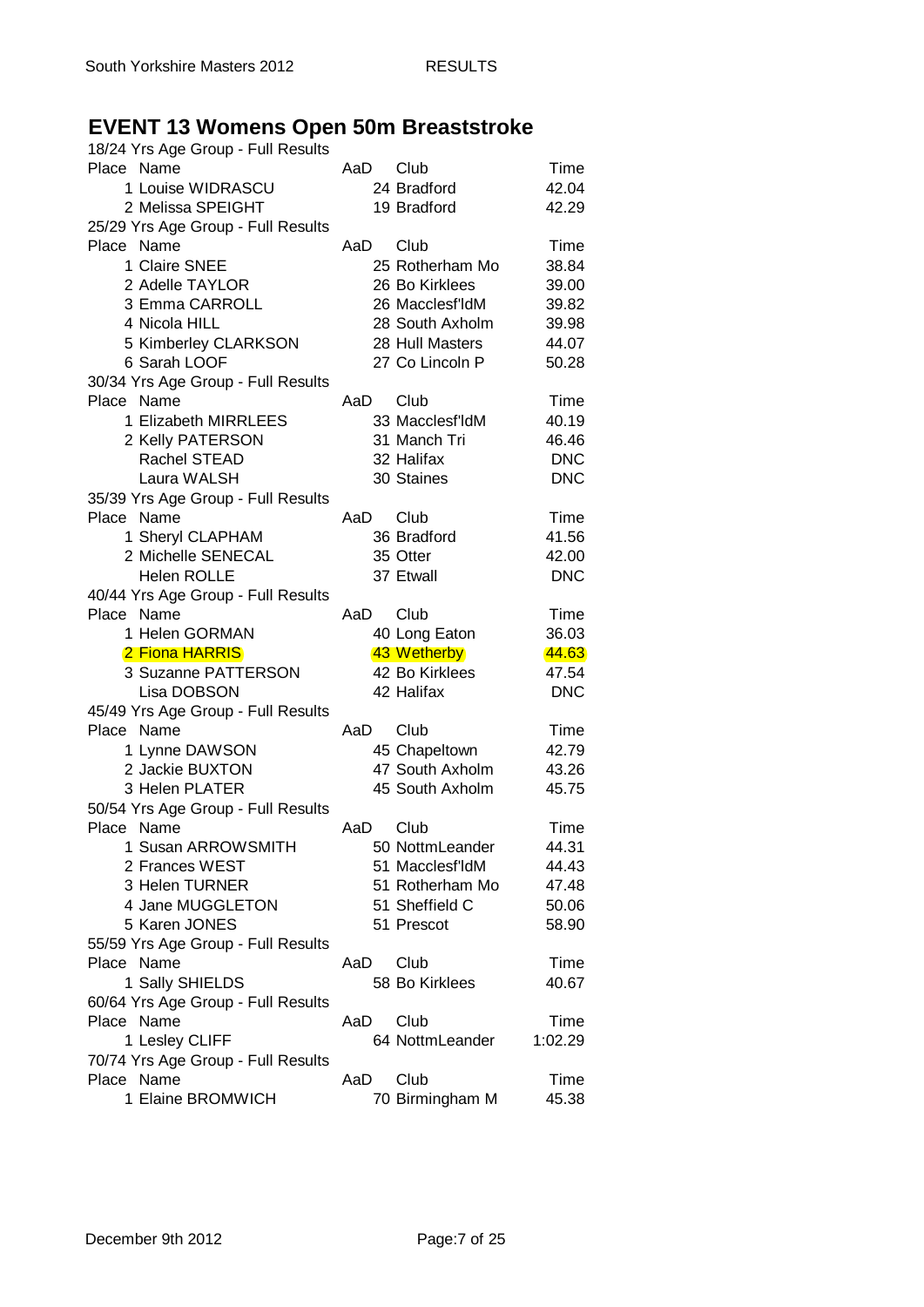# EVENT 13 Womens Open 50m Breaststroke

18/24 Yrs Age Group - Full Results

| Place | Name | AaD | Club | Time |
|---|---|---|---|---|
| 1 | Louise WIDRASCU | 24 | Bradford | 42.04 |
| 2 | Melissa SPEIGHT | 19 | Bradford | 42.29 |

25/29 Yrs Age Group - Full Results

| Place | Name | AaD | Club | Time |
|---|---|---|---|---|
| 1 | Claire SNEE | 25 | Rotherham Mo | 38.84 |
| 2 | Adelle TAYLOR | 26 | Bo Kirklees | 39.00 |
| 3 | Emma CARROLL | 26 | Macclesf'ldM | 39.82 |
| 4 | Nicola HILL | 28 | South Axholm | 39.98 |
| 5 | Kimberley CLARKSON | 28 | Hull Masters | 44.07 |
| 6 | Sarah LOOF | 27 | Co Lincoln P | 50.28 |

30/34 Yrs Age Group - Full Results

| Place | Name | AaD | Club | Time |
|---|---|---|---|---|
| 1 | Elizabeth MIRRLEES | 33 | Macclesf'ldM | 40.19 |
| 2 | Kelly PATERSON | 31 | Manch Tri | 46.46 |
| | Rachel STEAD | 32 | Halifax | DNC |
| | Laura WALSH | 30 | Staines | DNC |

35/39 Yrs Age Group - Full Results

| Place | Name | AaD | Club | Time |
|---|---|---|---|---|
| 1 | Sheryl CLAPHAM | 36 | Bradford | 41.56 |
| 2 | Michelle SENECAL | 35 | Otter | 42.00 |
| | Helen ROLLE | 37 | Etwall | DNC |

40/44 Yrs Age Group - Full Results

| Place | Name | AaD | Club | Time |
|---|---|---|---|---|
| 1 | Helen GORMAN | 40 | Long Eaton | 36.03 |
| 2 | Fiona HARRIS | 43 | Wetherby | 44.63 |
| 3 | Suzanne PATTERSON | 42 | Bo Kirklees | 47.54 |
| | Lisa DOBSON | 42 | Halifax | DNC |

45/49 Yrs Age Group - Full Results

| Place | Name | AaD | Club | Time |
|---|---|---|---|---|
| 1 | Lynne DAWSON | 45 | Chapeltown | 42.79 |
| 2 | Jackie BUXTON | 47 | South Axholm | 43.26 |
| 3 | Helen PLATER | 45 | South Axholm | 45.75 |

50/54 Yrs Age Group - Full Results

| Place | Name | AaD | Club | Time |
|---|---|---|---|---|
| 1 | Susan ARROWSMITH | 50 | NottmLeander | 44.31 |
| 2 | Frances WEST | 51 | Macclesf'ldM | 44.43 |
| 3 | Helen TURNER | 51 | Rotherham Mo | 47.48 |
| 4 | Jane MUGGLETON | 51 | Sheffield C | 50.06 |
| 5 | Karen JONES | 51 | Prescot | 58.90 |

55/59 Yrs Age Group - Full Results

| Place | Name | AaD | Club | Time |
|---|---|---|---|---|
| 1 | Sally SHIELDS | 58 | Bo Kirklees | 40.67 |

60/64 Yrs Age Group - Full Results

| Place | Name | AaD | Club | Time |
|---|---|---|---|---|
| 1 | Lesley CLIFF | 64 | NottmLeander | 1:02.29 |

70/74 Yrs Age Group - Full Results

| Place | Name | AaD | Club | Time |
|---|---|---|---|---|
| 1 | Elaine BROMWICH | 70 | Birmingham M | 45.38 |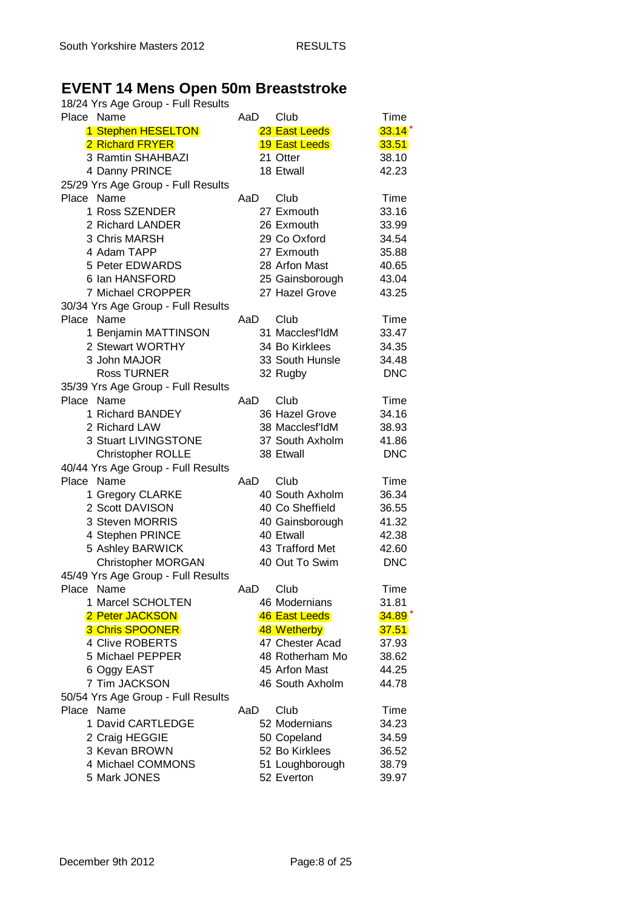# EVENT 14 Mens Open 50m Breaststroke

18/24 Yrs Age Group - Full Results

| Place | Name | AaD | Club | Time |
|---|---|---|---|---|
| 1 | Stephen HESELTON | 23 | East Leeds | 33.14 * |
| 2 | Richard FRYER | 19 | East Leeds | 33.51 |
| 3 | Ramtin SHAHBAZI | 21 | Otter | 38.10 |
| 4 | Danny PRINCE | 18 | Etwall | 42.23 |

25/29 Yrs Age Group - Full Results

| Place | Name | AaD | Club | Time |
|---|---|---|---|---|
| 1 | Ross SZENDER | 27 | Exmouth | 33.16 |
| 2 | Richard LANDER | 26 | Exmouth | 33.99 |
| 3 | Chris MARSH | 29 | Co Oxford | 34.54 |
| 4 | Adam TAPP | 27 | Exmouth | 35.88 |
| 5 | Peter EDWARDS | 28 | Arfon Mast | 40.65 |
| 6 | Ian HANSFORD | 25 | Gainsborough | 43.04 |
| 7 | Michael CROPPER | 27 | Hazel Grove | 43.25 |

30/34 Yrs Age Group - Full Results

| Place | Name | AaD | Club | Time |
|---|---|---|---|---|
| 1 | Benjamin MATTINSON | 31 | Macclesf'ldM | 33.47 |
| 2 | Stewart WORTHY | 34 | Bo Kirklees | 34.35 |
| 3 | John MAJOR | 33 | South Hunsle | 34.48 |
| | Ross TURNER | 32 | Rugby | DNC |

35/39 Yrs Age Group - Full Results

| Place | Name | AaD | Club | Time |
|---|---|---|---|---|
| 1 | Richard BANDEY | 36 | Hazel Grove | 34.16 |
| 2 | Richard LAW | 38 | Macclesf'ldM | 38.93 |
| 3 | Stuart LIVINGSTONE | 37 | South Axholm | 41.86 |
| | Christopher ROLLE | 38 | Etwall | DNC |

40/44 Yrs Age Group - Full Results

| Place | Name | AaD | Club | Time |
|---|---|---|---|---|
| 1 | Gregory CLARKE | 40 | South Axholm | 36.34 |
| 2 | Scott DAVISON | 40 | Co Sheffield | 36.55 |
| 3 | Steven MORRIS | 40 | Gainsborough | 41.32 |
| 4 | Stephen PRINCE | 40 | Etwall | 42.38 |
| 5 | Ashley BARWICK | 43 | Trafford Met | 42.60 |
| | Christopher MORGAN | 40 | Out To Swim | DNC |

45/49 Yrs Age Group - Full Results

| Place | Name | AaD | Club | Time |
|---|---|---|---|---|
| 1 | Marcel SCHOLTEN | 46 | Modernians | 31.81 |
| 2 | Peter JACKSON | 46 | East Leeds | 34.89 * |
| 3 | Chris SPOONER | 48 | Wetherby | 37.51 |
| 4 | Clive ROBERTS | 47 | Chester Acad | 37.93 |
| 5 | Michael PEPPER | 48 | Rotherham Mo | 38.62 |
| 6 | Oggy EAST | 45 | Arfon Mast | 44.25 |
| 7 | Tim JACKSON | 46 | South Axholm | 44.78 |

50/54 Yrs Age Group - Full Results

| Place | Name | AaD | Club | Time |
|---|---|---|---|---|
| 1 | David CARTLEDGE | 52 | Modernians | 34.23 |
| 2 | Craig HEGGIE | 50 | Copeland | 34.59 |
| 3 | Kevan BROWN | 52 | Bo Kirklees | 36.52 |
| 4 | Michael COMMONS | 51 | Loughborough | 38.79 |
| 5 | Mark JONES | 52 | Everton | 39.97 |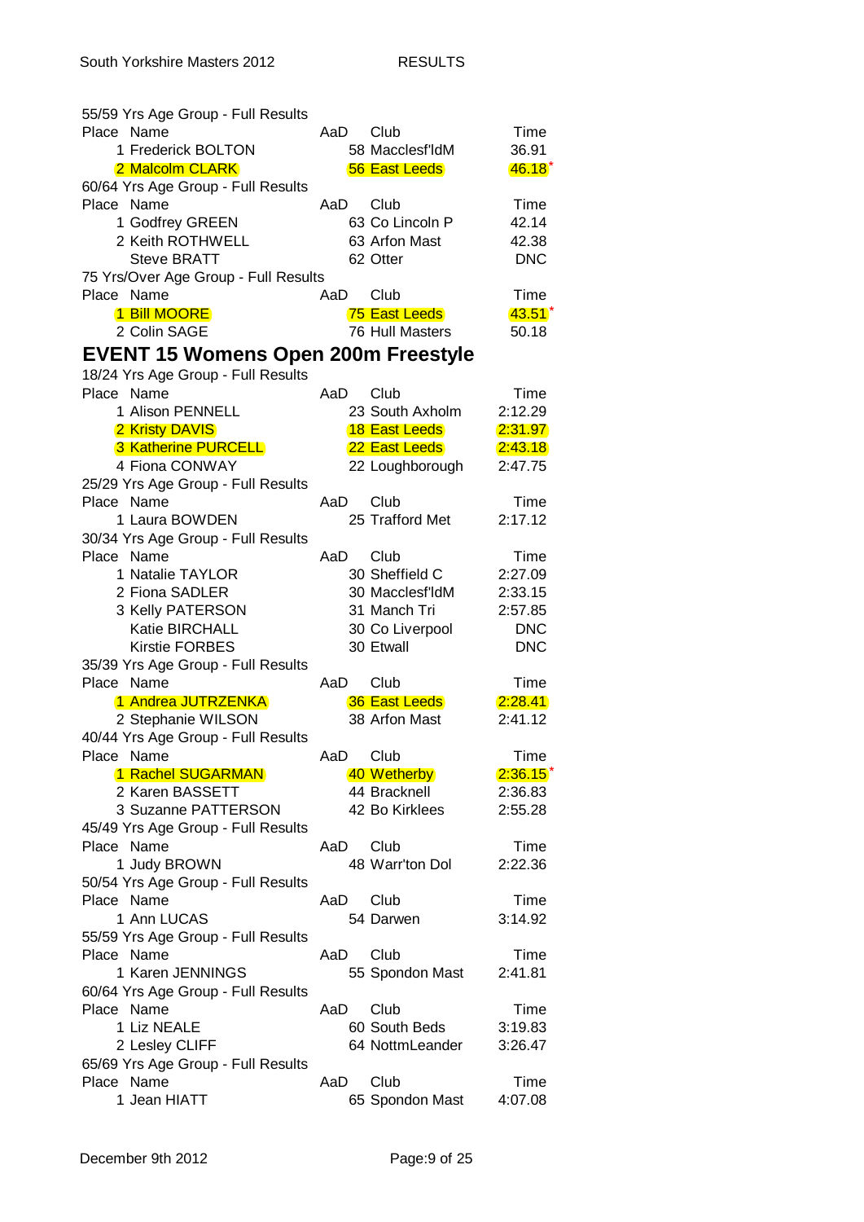55/59 Yrs Age Group - Full Results

| Place | Name | AaD | Club | Time |
|---|---|---|---|---|
| 1 | Frederick BOLTON | 58 | Macclesf'ldM | 36.91 |
| 2 | Malcolm CLARK | 56 | East Leeds | 46.18* |

60/64 Yrs Age Group - Full Results

| Place | Name | AaD | Club | Time |
|---|---|---|---|---|
| 1 | Godfrey GREEN | 63 | Co Lincoln P | 42.14 |
| 2 | Keith ROTHWELL | 63 | Arfon Mast | 42.38 |
| | Steve BRATT | 62 | Otter | DNC |

75 Yrs/Over Age Group - Full Results

| Place | Name | AaD | Club | Time |
|---|---|---|---|---|
| 1 | Bill MOORE | 75 | East Leeds | 43.51* |
| 2 | Colin SAGE | 76 | Hull Masters | 50.18 |

## EVENT 15 Womens Open 200m Freestyle

18/24 Yrs Age Group - Full Results

| Place | Name | AaD | Club | Time |
|---|---|---|---|---|
| 1 | Alison PENNELL | 23 | South Axholm | 2:12.29 |
| 2 | Kristy DAVIS | 18 | East Leeds | 2:31.97 |
| 3 | Katherine PURCELL | 22 | East Leeds | 2:43.18 |
| 4 | Fiona CONWAY | 22 | Loughborough | 2:47.75 |

25/29 Yrs Age Group - Full Results

| Place | Name | AaD | Club | Time |
|---|---|---|---|---|
| 1 | Laura BOWDEN | 25 | Trafford Met | 2:17.12 |

30/34 Yrs Age Group - Full Results

| Place | Name | AaD | Club | Time |
|---|---|---|---|---|
| 1 | Natalie TAYLOR | 30 | Sheffield C | 2:27.09 |
| 2 | Fiona SADLER | 30 | Macclesf'ldM | 2:33.15 |
| 3 | Kelly PATERSON | 31 | Manch Tri | 2:57.85 |
| | Katie BIRCHALL | 30 | Co Liverpool | DNC |
| | Kirstie FORBES | 30 | Etwall | DNC |

35/39 Yrs Age Group - Full Results

| Place | Name | AaD | Club | Time |
|---|---|---|---|---|
| 1 | Andrea JUTRZENKA | 36 | East Leeds | 2:28.41 |
| 2 | Stephanie WILSON | 38 | Arfon Mast | 2:41.12 |

40/44 Yrs Age Group - Full Results

| Place | Name | AaD | Club | Time |
|---|---|---|---|---|
| 1 | Rachel SUGARMAN | 40 | Wetherby | 2:36.15* |
| 2 | Karen BASSETT | 44 | Bracknell | 2:36.83 |
| 3 | Suzanne PATTERSON | 42 | Bo Kirklees | 2:55.28 |

45/49 Yrs Age Group - Full Results

| Place | Name | AaD | Club | Time |
|---|---|---|---|---|
| 1 | Judy BROWN | 48 | Warr'ton Dol | 2:22.36 |

50/54 Yrs Age Group - Full Results

| Place | Name | AaD | Club | Time |
|---|---|---|---|---|
| 1 | Ann LUCAS | 54 | Darwen | 3:14.92 |

55/59 Yrs Age Group - Full Results

| Place | Name | AaD | Club | Time |
|---|---|---|---|---|
| 1 | Karen JENNINGS | 55 | Spondon Mast | 2:41.81 |

60/64 Yrs Age Group - Full Results

| Place | Name | AaD | Club | Time |
|---|---|---|---|---|
| 1 | Liz NEALE | 60 | South Beds | 3:19.83 |
| 2 | Lesley CLIFF | 64 | NottmLeander | 3:26.47 |

65/69 Yrs Age Group - Full Results

| Place | Name | AaD | Club | Time |
|---|---|---|---|---|
| 1 | Jean HIATT | 65 | Spondon Mast | 4:07.08 |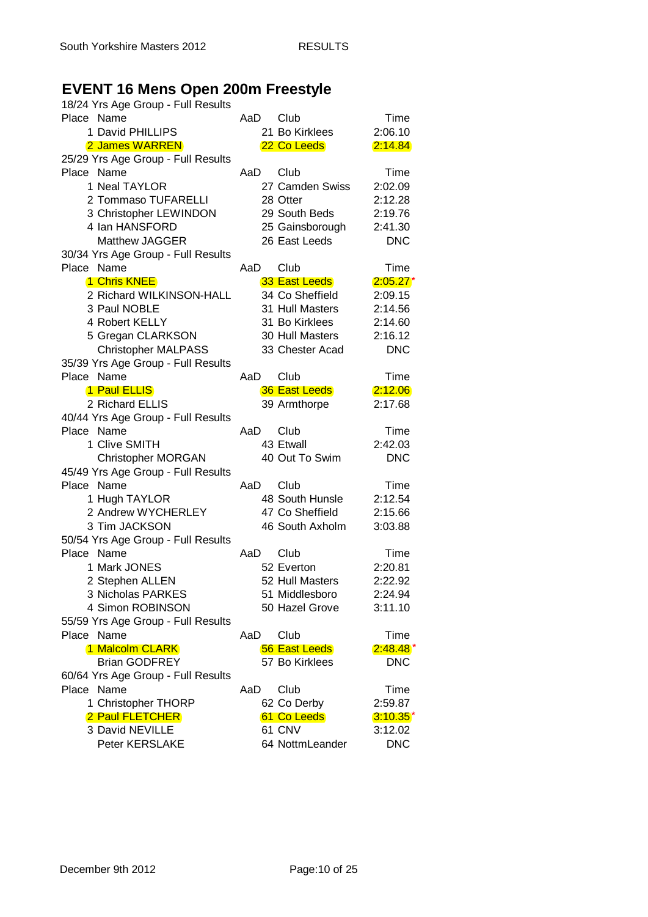# EVENT 16 Mens Open 200m Freestyle

18/24 Yrs Age Group - Full Results

| Place | Name | AaD | Club | Time |
|---|---|---|---|---|
| 1 | David PHILLIPS | 21 | Bo Kirklees | 2:06.10 |
| 2 | James WARREN | 22 | Co Leeds | 2:14.84 |

25/29 Yrs Age Group - Full Results

| Place | Name | AaD | Club | Time |
|---|---|---|---|---|
| 1 | Neal TAYLOR | 27 | Camden Swiss | 2:02.09 |
| 2 | Tommaso TUFARELLI | 28 | Otter | 2:12.28 |
| 3 | Christopher LEWINDON | 29 | South Beds | 2:19.76 |
| 4 | Ian HANSFORD | 25 | Gainsborough | 2:41.30 |
| | Matthew JAGGER | 26 | East Leeds | DNC |

30/34 Yrs Age Group - Full Results

| Place | Name | AaD | Club | Time |
|---|---|---|---|---|
| 1 | Chris KNEE | 33 | East Leeds | 2:05.27* |
| 2 | Richard WILKINSON-HALL | 34 | Co Sheffield | 2:09.15 |
| 3 | Paul NOBLE | 31 | Hull Masters | 2:14.56 |
| 4 | Robert KELLY | 31 | Bo Kirklees | 2:14.60 |
| 5 | Gregan CLARKSON | 30 | Hull Masters | 2:16.12 |
| | Christopher MALPASS | 33 | Chester Acad | DNC |

35/39 Yrs Age Group - Full Results

| Place | Name | AaD | Club | Time |
|---|---|---|---|---|
| 1 | Paul ELLIS | 36 | East Leeds | 2:12.06 |
| 2 | Richard ELLIS | 39 | Armthorpe | 2:17.68 |

40/44 Yrs Age Group - Full Results

| Place | Name | AaD | Club | Time |
|---|---|---|---|---|
| 1 | Clive SMITH | 43 | Etwall | 2:42.03 |
| | Christopher MORGAN | 40 | Out To Swim | DNC |

45/49 Yrs Age Group - Full Results

| Place | Name | AaD | Club | Time |
|---|---|---|---|---|
| 1 | Hugh TAYLOR | 48 | South Hunsle | 2:12.54 |
| 2 | Andrew WYCHERLEY | 47 | Co Sheffield | 2:15.66 |
| 3 | Tim JACKSON | 46 | South Axholm | 3:03.88 |

50/54 Yrs Age Group - Full Results

| Place | Name | AaD | Club | Time |
|---|---|---|---|---|
| 1 | Mark JONES | 52 | Everton | 2:20.81 |
| 2 | Stephen ALLEN | 52 | Hull Masters | 2:22.92 |
| 3 | Nicholas PARKES | 51 | Middlesboro | 2:24.94 |
| 4 | Simon ROBINSON | 50 | Hazel Grove | 3:11.10 |

55/59 Yrs Age Group - Full Results

| Place | Name | AaD | Club | Time |
|---|---|---|---|---|
| 1 | Malcolm CLARK | 56 | East Leeds | 2:48.48* |
| | Brian GODFREY | 57 | Bo Kirklees | DNC |

60/64 Yrs Age Group - Full Results

| Place | Name | AaD | Club | Time |
|---|---|---|---|---|
| 1 | Christopher THORP | 62 | Co Derby | 2:59.87 |
| 2 | Paul FLETCHER | 61 | Co Leeds | 3:10.35* |
| 3 | David NEVILLE | 61 | CNV | 3:12.02 |
| | Peter KERSLAKE | 64 | NottmLeander | DNC |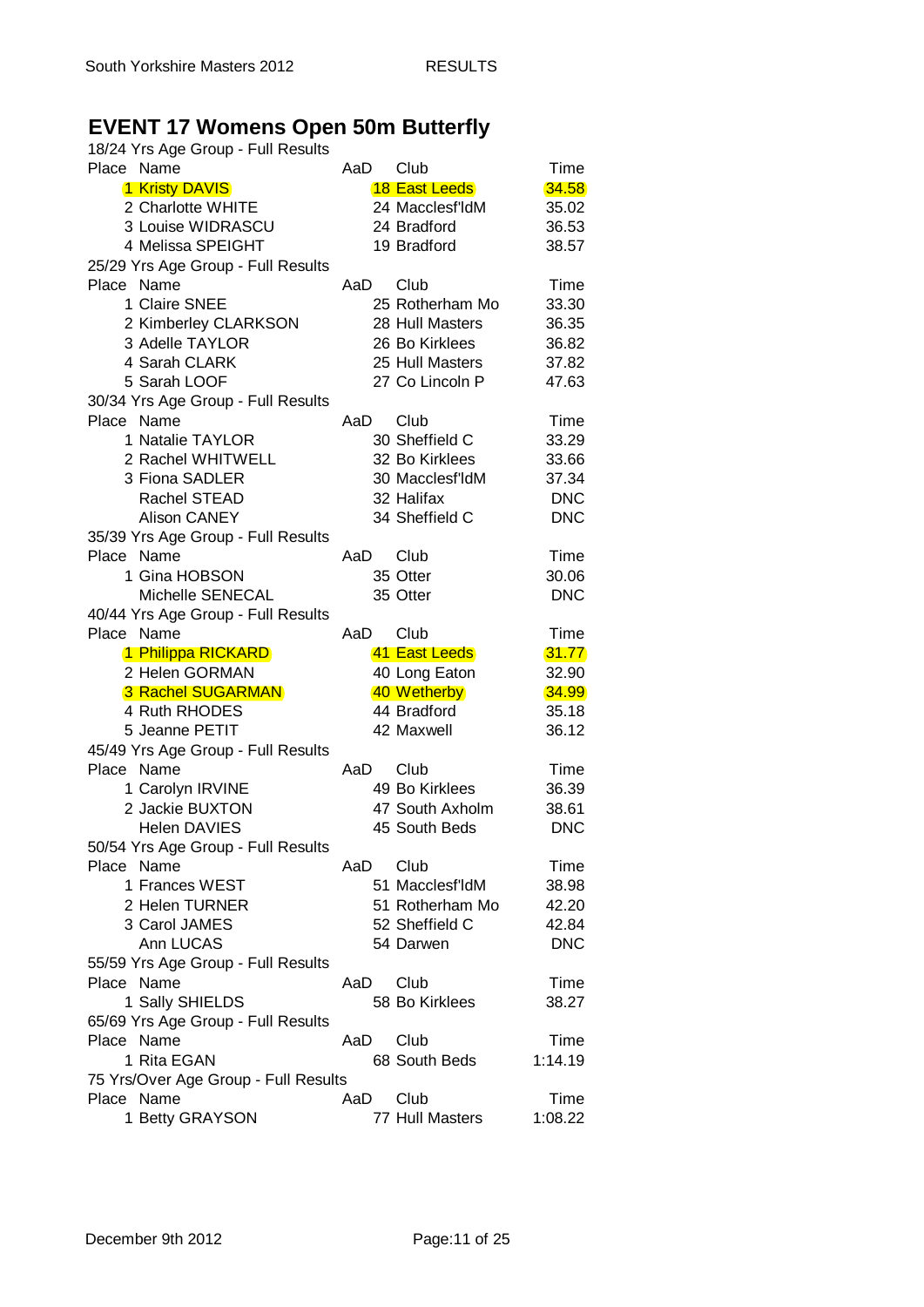# EVENT 17 Womens Open 50m Butterfly

18/24 Yrs Age Group - Full Results

| Place | Name | AaD | Club | Time |
|---|---|---|---|---|
| 1 | Kristy DAVIS | 18 | East Leeds | 34.58 |
| 2 | Charlotte WHITE | 24 | Macclesf'ldM | 35.02 |
| 3 | Louise WIDRASCU | 24 | Bradford | 36.53 |
| 4 | Melissa SPEIGHT | 19 | Bradford | 38.57 |

25/29 Yrs Age Group - Full Results

| Place | Name | AaD | Club | Time |
|---|---|---|---|---|
| 1 | Claire SNEE | 25 | Rotherham Mo | 33.30 |
| 2 | Kimberley CLARKSON | 28 | Hull Masters | 36.35 |
| 3 | Adelle TAYLOR | 26 | Bo Kirklees | 36.82 |
| 4 | Sarah CLARK | 25 | Hull Masters | 37.82 |
| 5 | Sarah LOOF | 27 | Co Lincoln P | 47.63 |

30/34 Yrs Age Group - Full Results

| Place | Name | AaD | Club | Time |
|---|---|---|---|---|
| 1 | Natalie TAYLOR | 30 | Sheffield C | 33.29 |
| 2 | Rachel WHITWELL | 32 | Bo Kirklees | 33.66 |
| 3 | Fiona SADLER | 30 | Macclesf'ldM | 37.34 |
| | Rachel STEAD | 32 | Halifax | DNC |
| | Alison CANEY | 34 | Sheffield C | DNC |

35/39 Yrs Age Group - Full Results

| Place | Name | AaD | Club | Time |
|---|---|---|---|---|
| 1 | Gina HOBSON | 35 | Otter | 30.06 |
| | Michelle SENECAL | 35 | Otter | DNC |

40/44 Yrs Age Group - Full Results

| Place | Name | AaD | Club | Time |
|---|---|---|---|---|
| 1 | Philippa RICKARD | 41 | East Leeds | 31.77 |
| 2 | Helen GORMAN | 40 | Long Eaton | 32.90 |
| 3 | Rachel SUGARMAN | 40 | Wetherby | 34.99 |
| 4 | Ruth RHODES | 44 | Bradford | 35.18 |
| 5 | Jeanne PETIT | 42 | Maxwell | 36.12 |

45/49 Yrs Age Group - Full Results

| Place | Name | AaD | Club | Time |
|---|---|---|---|---|
| 1 | Carolyn IRVINE | 49 | Bo Kirklees | 36.39 |
| 2 | Jackie BUXTON | 47 | South Axholm | 38.61 |
| | Helen DAVIES | 45 | South Beds | DNC |

50/54 Yrs Age Group - Full Results

| Place | Name | AaD | Club | Time |
|---|---|---|---|---|
| 1 | Frances WEST | 51 | Macclesf'ldM | 38.98 |
| 2 | Helen TURNER | 51 | Rotherham Mo | 42.20 |
| 3 | Carol JAMES | 52 | Sheffield C | 42.84 |
| | Ann LUCAS | 54 | Darwen | DNC |

55/59 Yrs Age Group - Full Results

| Place | Name | AaD | Club | Time |
|---|---|---|---|---|
| 1 | Sally SHIELDS | 58 | Bo Kirklees | 38.27 |

65/69 Yrs Age Group - Full Results

| Place | Name | AaD | Club | Time |
|---|---|---|---|---|
| 1 | Rita EGAN | 68 | South Beds | 1:14.19 |

75 Yrs/Over Age Group - Full Results

| Place | Name | AaD | Club | Time |
|---|---|---|---|---|
| 1 | Betty GRAYSON | 77 | Hull Masters | 1:08.22 |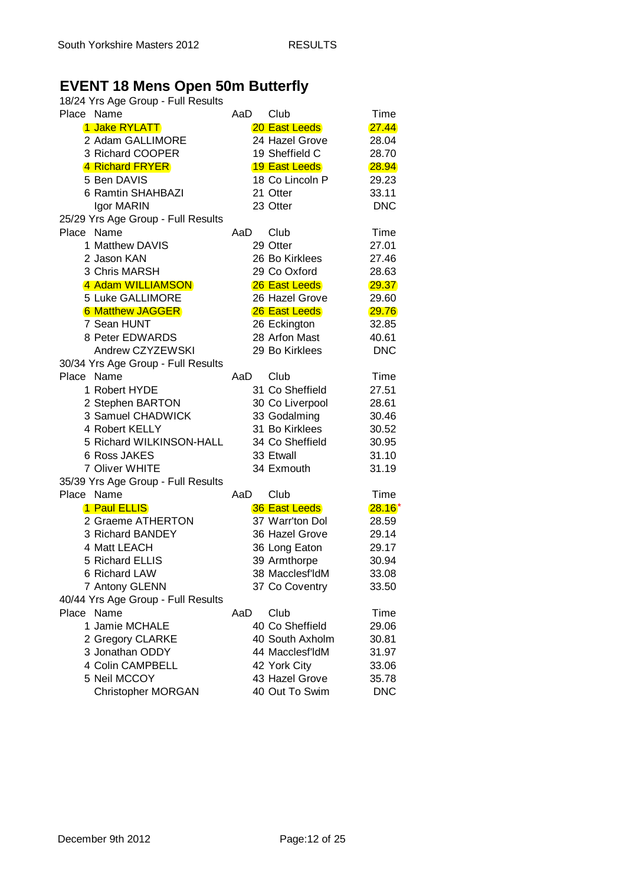# EVENT 18 Mens Open 50m Butterfly

18/24 Yrs Age Group - Full Results

| Place | Name | AaD | Club | Time |
|---|---|---|---|---|
| 1 | Jake RYLATT | 20 | East Leeds | 27.44 |
| 2 | Adam GALLIMORE | 24 | Hazel Grove | 28.04 |
| 3 | Richard COOPER | 19 | Sheffield C | 28.70 |
| 4 | Richard FRYER | 19 | East Leeds | 28.94 |
| 5 | Ben DAVIS | 18 | Co Lincoln P | 29.23 |
| 6 | Ramtin SHAHBAZI | 21 | Otter | 33.11 |
| | Igor MARIN | 23 | Otter | DNC |

25/29 Yrs Age Group - Full Results

| Place | Name | AaD | Club | Time |
|---|---|---|---|---|
| 1 | Matthew DAVIS | 29 | Otter | 27.01 |
| 2 | Jason KAN | 26 | Bo Kirklees | 27.46 |
| 3 | Chris MARSH | 29 | Co Oxford | 28.63 |
| 4 | Adam WILLIAMSON | 26 | East Leeds | 29.37 |
| 5 | Luke GALLIMORE | 26 | Hazel Grove | 29.60 |
| 6 | Matthew JAGGER | 26 | East Leeds | 29.76 |
| 7 | Sean HUNT | 26 | Eckington | 32.85 |
| 8 | Peter EDWARDS | 28 | Arfon Mast | 40.61 |
| | Andrew CZYZEWSKI | 29 | Bo Kirklees | DNC |

30/34 Yrs Age Group - Full Results

| Place | Name | AaD | Club | Time |
|---|---|---|---|---|
| 1 | Robert HYDE | 31 | Co Sheffield | 27.51 |
| 2 | Stephen BARTON | 30 | Co Liverpool | 28.61 |
| 3 | Samuel CHADWICK | 33 | Godalming | 30.46 |
| 4 | Robert KELLY | 31 | Bo Kirklees | 30.52 |
| 5 | Richard WILKINSON-HALL | 34 | Co Sheffield | 30.95 |
| 6 | Ross JAKES | 33 | Etwall | 31.10 |
| 7 | Oliver WHITE | 34 | Exmouth | 31.19 |

35/39 Yrs Age Group - Full Results

| Place | Name | AaD | Club | Time |
|---|---|---|---|---|
| 1 | Paul ELLIS | 36 | East Leeds | 28.16* |
| 2 | Graeme ATHERTON | 37 | Warr'ton Dol | 28.59 |
| 3 | Richard BANDEY | 36 | Hazel Grove | 29.14 |
| 4 | Matt LEACH | 36 | Long Eaton | 29.17 |
| 5 | Richard ELLIS | 39 | Armthorpe | 30.94 |
| 6 | Richard LAW | 38 | Macclesf'ldM | 33.08 |
| 7 | Antony GLENN | 37 | Co Coventry | 33.50 |

40/44 Yrs Age Group - Full Results

| Place | Name | AaD | Club | Time |
|---|---|---|---|---|
| 1 | Jamie MCHALE | 40 | Co Sheffield | 29.06 |
| 2 | Gregory CLARKE | 40 | South Axholm | 30.81 |
| 3 | Jonathan ODDY | 44 | Macclesf'ldM | 31.97 |
| 4 | Colin CAMPBELL | 42 | York City | 33.06 |
| 5 | Neil MCCOY | 43 | Hazel Grove | 35.78 |
| | Christopher MORGAN | 40 | Out To Swim | DNC |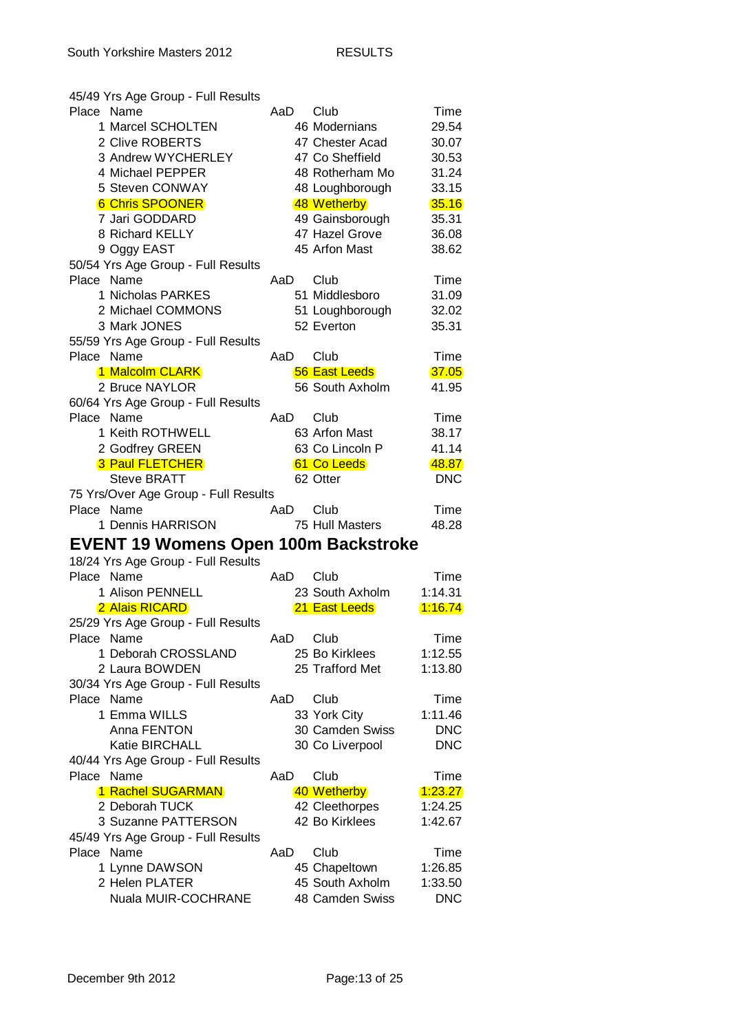45/49 Yrs Age Group - Full Results

| Place | Name | AaD | Club | Time |
|---|---|---|---|---|
| 1 | Marcel SCHOLTEN | 46 | Modernians | 29.54 |
| 2 | Clive ROBERTS | 47 | Chester Acad | 30.07 |
| 3 | Andrew WYCHERLEY | 47 | Co Sheffield | 30.53 |
| 4 | Michael PEPPER | 48 | Rotherham Mo | 31.24 |
| 5 | Steven CONWAY | 48 | Loughborough | 33.15 |
| 6 | Chris SPOONER | 48 | Wetherby | 35.16 |
| 7 | Jari GODDARD | 49 | Gainsborough | 35.31 |
| 8 | Richard KELLY | 47 | Hazel Grove | 36.08 |
| 9 | Oggy EAST | 45 | Arfon Mast | 38.62 |

50/54 Yrs Age Group - Full Results

| Place | Name | AaD | Club | Time |
|---|---|---|---|---|
| 1 | Nicholas PARKES | 51 | Middlesboro | 31.09 |
| 2 | Michael COMMONS | 51 | Loughborough | 32.02 |
| 3 | Mark JONES | 52 | Everton | 35.31 |

55/59 Yrs Age Group - Full Results

| Place | Name | AaD | Club | Time |
|---|---|---|---|---|
| 1 | Malcolm CLARK | 56 | East Leeds | 37.05 |
| 2 | Bruce NAYLOR | 56 | South Axholm | 41.95 |

60/64 Yrs Age Group - Full Results

| Place | Name | AaD | Club | Time |
|---|---|---|---|---|
| 1 | Keith ROTHWELL | 63 | Arfon Mast | 38.17 |
| 2 | Godfrey GREEN | 63 | Co Lincoln P | 41.14 |
| 3 | Paul FLETCHER | 61 | Co Leeds | 48.87 |
| | Steve BRATT | 62 | Otter | DNC |

75 Yrs/Over Age Group - Full Results

| Place | Name | AaD | Club | Time |
|---|---|---|---|---|
| 1 | Dennis HARRISON | 75 | Hull Masters | 48.28 |

## EVENT 19 Womens Open 100m Backstroke

18/24 Yrs Age Group - Full Results

| Place | Name | AaD | Club | Time |
|---|---|---|---|---|
| 1 | Alison PENNELL | 23 | South Axholm | 1:14.31 |
| 2 | Alais RICARD | 21 | East Leeds | 1:16.74 |

25/29 Yrs Age Group - Full Results

| Place | Name | AaD | Club | Time |
|---|---|---|---|---|
| 1 | Deborah CROSSLAND | 25 | Bo Kirklees | 1:12.55 |
| 2 | Laura BOWDEN | 25 | Trafford Met | 1:13.80 |

30/34 Yrs Age Group - Full Results

| Place | Name | AaD | Club | Time |
|---|---|---|---|---|
| 1 | Emma WILLS | 33 | York City | 1:11.46 |
| | Anna FENTON | 30 | Camden Swiss | DNC |
| | Katie BIRCHALL | 30 | Co Liverpool | DNC |

40/44 Yrs Age Group - Full Results

| Place | Name | AaD | Club | Time |
|---|---|---|---|---|
| 1 | Rachel SUGARMAN | 40 | Wetherby | 1:23.27 |
| 2 | Deborah TUCK | 42 | Cleethorpes | 1:24.25 |
| 3 | Suzanne PATTERSON | 42 | Bo Kirklees | 1:42.67 |

45/49 Yrs Age Group - Full Results

| Place | Name | AaD | Club | Time |
|---|---|---|---|---|
| 1 | Lynne DAWSON | 45 | Chapeltown | 1:26.85 |
| 2 | Helen PLATER | 45 | South Axholm | 1:33.50 |
| | Nuala MUIR-COCHRANE | 48 | Camden Swiss | DNC |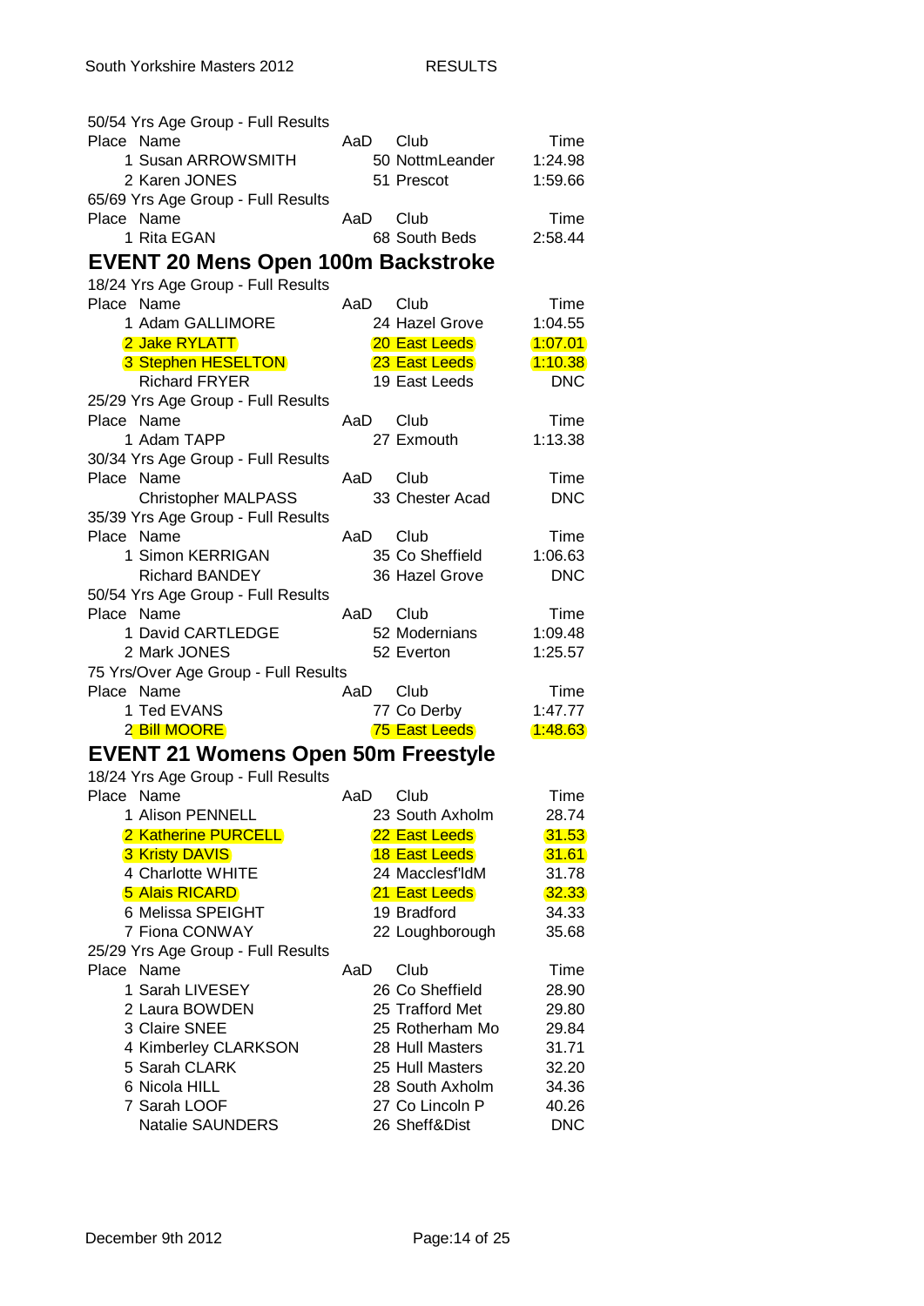50/54 Yrs Age Group - Full Results

| Place | Name | AaD | Club | Time |
|---|---|---|---|---|
| 1 | Susan ARROWSMITH | 50 | NottmLeander | 1:24.98 |
| 2 | Karen JONES | 51 | Prescot | 1:59.66 |

65/69 Yrs Age Group - Full Results

| Place | Name | AaD | Club | Time |
|---|---|---|---|---|
| 1 | Rita EGAN | 68 | South Beds | 2:58.44 |

## EVENT 20 Mens Open 100m Backstroke

18/24 Yrs Age Group - Full Results

| Place | Name | AaD | Club | Time |
|---|---|---|---|---|
| 1 | Adam GALLIMORE | 24 | Hazel Grove | 1:04.55 |
| 2 | Jake RYLATT | 20 | East Leeds | 1:07.01 |
| 3 | Stephen HESELTON | 23 | East Leeds | 1:10.38 |
| | Richard FRYER | 19 | East Leeds | DNC |

25/29 Yrs Age Group - Full Results

| Place | Name | AaD | Club | Time |
|---|---|---|---|---|
| 1 | Adam TAPP | 27 | Exmouth | 1:13.38 |

30/34 Yrs Age Group - Full Results

| Place | Name | AaD | Club | Time |
|---|---|---|---|---|
| | Christopher MALPASS | 33 | Chester Acad | DNC |

35/39 Yrs Age Group - Full Results

| Place | Name | AaD | Club | Time |
|---|---|---|---|---|
| 1 | Simon KERRIGAN | 35 | Co Sheffield | 1:06.63 |
| | Richard BANDEY | 36 | Hazel Grove | DNC |

50/54 Yrs Age Group - Full Results

| Place | Name | AaD | Club | Time |
|---|---|---|---|---|
| 1 | David CARTLEDGE | 52 | Modernians | 1:09.48 |
| 2 | Mark JONES | 52 | Everton | 1:25.57 |

75 Yrs/Over Age Group - Full Results

| Place | Name | AaD | Club | Time |
|---|---|---|---|---|
| 1 | Ted EVANS | 77 | Co Derby | 1:47.77 |
| 2 | Bill MOORE | 75 | East Leeds | 1:48.63 |

## EVENT 21 Womens Open 50m Freestyle

18/24 Yrs Age Group - Full Results

| Place | Name | AaD | Club | Time |
|---|---|---|---|---|
| 1 | Alison PENNELL | 23 | South Axholm | 28.74 |
| 2 | Katherine PURCELL | 22 | East Leeds | 31.53 |
| 3 | Kristy DAVIS | 18 | East Leeds | 31.61 |
| 4 | Charlotte WHITE | 24 | Macclesf'ldM | 31.78 |
| 5 | Alais RICARD | 21 | East Leeds | 32.33 |
| 6 | Melissa SPEIGHT | 19 | Bradford | 34.33 |
| 7 | Fiona CONWAY | 22 | Loughborough | 35.68 |

25/29 Yrs Age Group - Full Results

| Place | Name | AaD | Club | Time |
|---|---|---|---|---|
| 1 | Sarah LIVESEY | 26 | Co Sheffield | 28.90 |
| 2 | Laura BOWDEN | 25 | Trafford Met | 29.80 |
| 3 | Claire SNEE | 25 | Rotherham Mo | 29.84 |
| 4 | Kimberley CLARKSON | 28 | Hull Masters | 31.71 |
| 5 | Sarah CLARK | 25 | Hull Masters | 32.20 |
| 6 | Nicola HILL | 28 | South Axholm | 34.36 |
| 7 | Sarah LOOF | 27 | Co Lincoln P | 40.26 |
| | Natalie SAUNDERS | 26 | Sheff&Dist | DNC |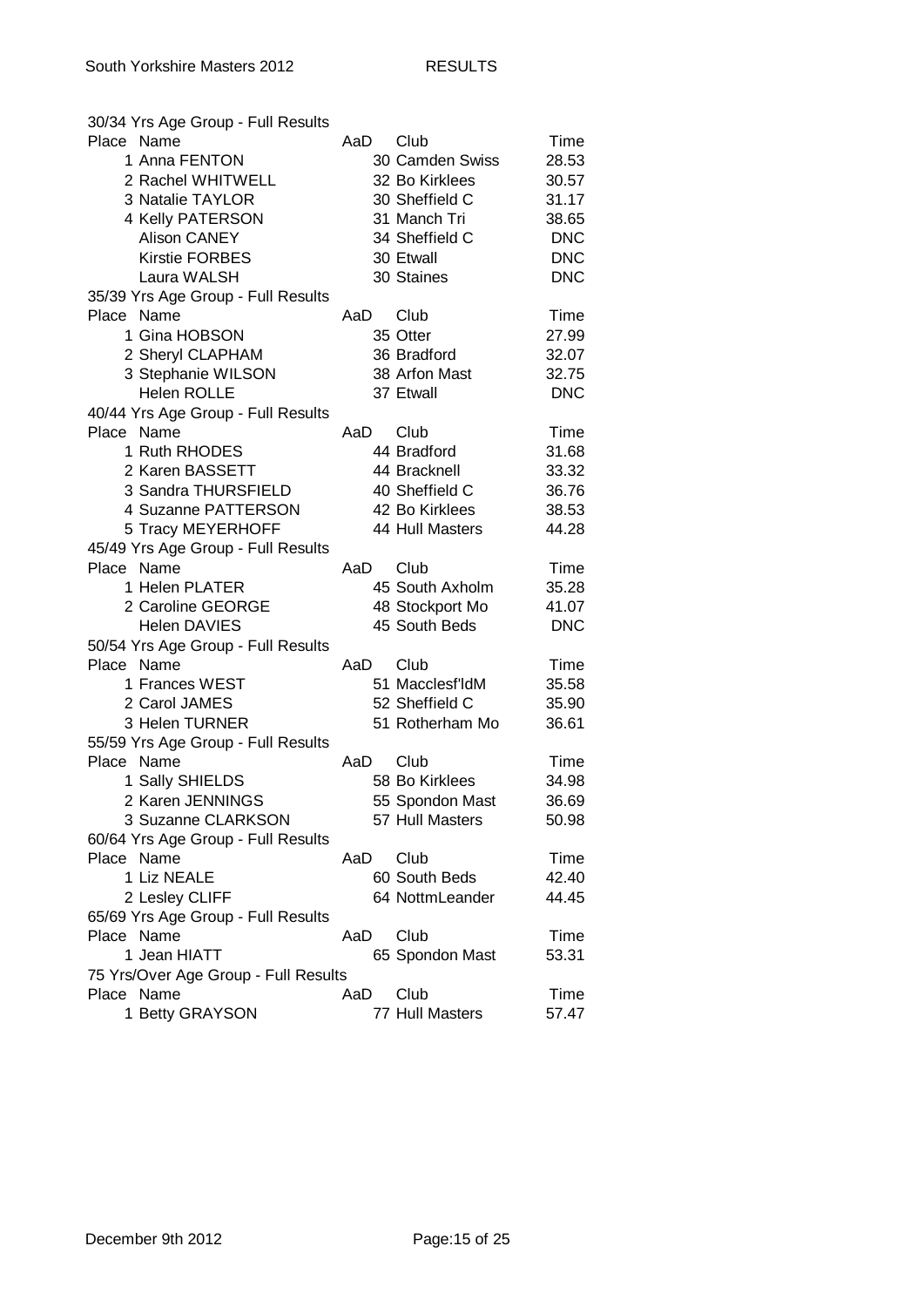### 30/34 Yrs Age Group - Full Results

| Place | Name | AaD | Club | Time |
|---|---|---|---|---|
| 1 | Anna FENTON | 30 | Camden Swiss | 28.53 |
| 2 | Rachel WHITWELL | 32 | Bo Kirklees | 30.57 |
| 3 | Natalie TAYLOR | 30 | Sheffield C | 31.17 |
| 4 | Kelly PATERSON | 31 | Manch Tri | 38.65 |
| | Alison CANEY | 34 | Sheffield C | DNC |
| | Kirstie FORBES | 30 | Etwall | DNC |
| | Laura WALSH | 30 | Staines | DNC |

### 35/39 Yrs Age Group - Full Results

| Place | Name | AaD | Club | Time |
|---|---|---|---|---|
| 1 | Gina HOBSON | 35 | Otter | 27.99 |
| 2 | Sheryl CLAPHAM | 36 | Bradford | 32.07 |
| 3 | Stephanie WILSON | 38 | Arfon Mast | 32.75 |
| | Helen ROLLE | 37 | Etwall | DNC |

### 40/44 Yrs Age Group - Full Results

| Place | Name | AaD | Club | Time |
|---|---|---|---|---|
| 1 | Ruth RHODES | 44 | Bradford | 31.68 |
| 2 | Karen BASSETT | 44 | Bracknell | 33.32 |
| 3 | Sandra THURSFIELD | 40 | Sheffield C | 36.76 |
| 4 | Suzanne PATTERSON | 42 | Bo Kirklees | 38.53 |
| 5 | Tracy MEYERHOFF | 44 | Hull Masters | 44.28 |

### 45/49 Yrs Age Group - Full Results

| Place | Name | AaD | Club | Time |
|---|---|---|---|---|
| 1 | Helen PLATER | 45 | South Axholm | 35.28 |
| 2 | Caroline GEORGE | 48 | Stockport Mo | 41.07 |
| | Helen DAVIES | 45 | South Beds | DNC |

### 50/54 Yrs Age Group - Full Results

| Place | Name | AaD | Club | Time |
|---|---|---|---|---|
| 1 | Frances WEST | 51 | Macclesf'ldM | 35.58 |
| 2 | Carol JAMES | 52 | Sheffield C | 35.90 |
| 3 | Helen TURNER | 51 | Rotherham Mo | 36.61 |

### 55/59 Yrs Age Group - Full Results

| Place | Name | AaD | Club | Time |
|---|---|---|---|---|
| 1 | Sally SHIELDS | 58 | Bo Kirklees | 34.98 |
| 2 | Karen JENNINGS | 55 | Spondon Mast | 36.69 |
| 3 | Suzanne CLARKSON | 57 | Hull Masters | 50.98 |

### 60/64 Yrs Age Group - Full Results

| Place | Name | AaD | Club | Time |
|---|---|---|---|---|
| 1 | Liz NEALE | 60 | South Beds | 42.40 |
| 2 | Lesley CLIFF | 64 | NottmLeander | 44.45 |

### 65/69 Yrs Age Group - Full Results

| Place | Name | AaD | Club | Time |
|---|---|---|---|---|
| 1 | Jean HIATT | 65 | Spondon Mast | 53.31 |

### 75 Yrs/Over Age Group - Full Results

| Place | Name | AaD | Club | Time |
|---|---|---|---|---|
| 1 | Betty GRAYSON | 77 | Hull Masters | 57.47 |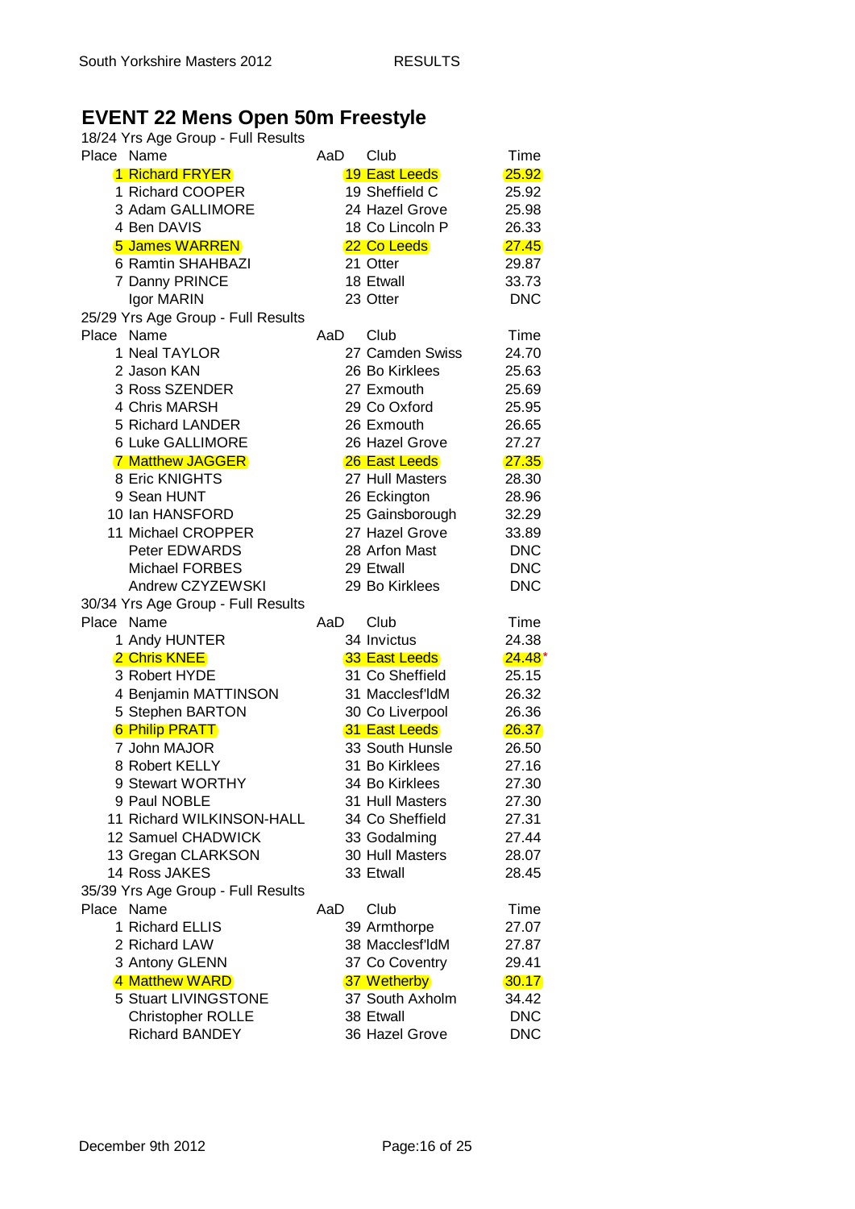# EVENT 22 Mens Open 50m Freestyle

18/24 Yrs Age Group - Full Results

| Place | Name | AaD | Club | Time |
|---|---|---|---|---|
| 1 | Richard FRYER | 19 | East Leeds | 25.92 |
| 1 | Richard COOPER | 19 | Sheffield C | 25.92 |
| 3 | Adam GALLIMORE | 24 | Hazel Grove | 25.98 |
| 4 | Ben DAVIS | 18 | Co Lincoln P | 26.33 |
| 5 | James WARREN | 22 | Co Leeds | 27.45 |
| 6 | Ramtin SHAHBAZI | 21 | Otter | 29.87 |
| 7 | Danny PRINCE | 18 | Etwall | 33.73 |
| | Igor MARIN | 23 | Otter | DNC |

25/29 Yrs Age Group - Full Results

| Place | Name | AaD | Club | Time |
|---|---|---|---|---|
| 1 | Neal TAYLOR | 27 | Camden Swiss | 24.70 |
| 2 | Jason KAN | 26 | Bo Kirklees | 25.63 |
| 3 | Ross SZENDER | 27 | Exmouth | 25.69 |
| 4 | Chris MARSH | 29 | Co Oxford | 25.95 |
| 5 | Richard LANDER | 26 | Exmouth | 26.65 |
| 6 | Luke GALLIMORE | 26 | Hazel Grove | 27.27 |
| 7 | Matthew JAGGER | 26 | East Leeds | 27.35 |
| 8 | Eric KNIGHTS | 27 | Hull Masters | 28.30 |
| 9 | Sean HUNT | 26 | Eckington | 28.96 |
| 10 | Ian HANSFORD | 25 | Gainsborough | 32.29 |
| 11 | Michael CROPPER | 27 | Hazel Grove | 33.89 |
| | Peter EDWARDS | 28 | Arfon Mast | DNC |
| | Michael FORBES | 29 | Etwall | DNC |
| | Andrew CZYZEWSKI | 29 | Bo Kirklees | DNC |

30/34 Yrs Age Group - Full Results

| Place | Name | AaD | Club | Time |
|---|---|---|---|---|
| 1 | Andy HUNTER | 34 | Invictus | 24.38 |
| 2 | Chris KNEE | 33 | East Leeds | 24.48* |
| 3 | Robert HYDE | 31 | Co Sheffield | 25.15 |
| 4 | Benjamin MATTINSON | 31 | Macclesf'ldM | 26.32 |
| 5 | Stephen BARTON | 30 | Co Liverpool | 26.36 |
| 6 | Philip PRATT | 31 | East Leeds | 26.37 |
| 7 | John MAJOR | 33 | South Hunsle | 26.50 |
| 8 | Robert KELLY | 31 | Bo Kirklees | 27.16 |
| 9 | Stewart WORTHY | 34 | Bo Kirklees | 27.30 |
| 9 | Paul NOBLE | 31 | Hull Masters | 27.30 |
| 11 | Richard WILKINSON-HALL | 34 | Co Sheffield | 27.31 |
| 12 | Samuel CHADWICK | 33 | Godalming | 27.44 |
| 13 | Gregan CLARKSON | 30 | Hull Masters | 28.07 |
| 14 | Ross JAKES | 33 | Etwall | 28.45 |

35/39 Yrs Age Group - Full Results

| Place | Name | AaD | Club | Time |
|---|---|---|---|---|
| 1 | Richard ELLIS | 39 | Armthorpe | 27.07 |
| 2 | Richard LAW | 38 | Macclesf'ldM | 27.87 |
| 3 | Antony GLENN | 37 | Co Coventry | 29.41 |
| 4 | Matthew WARD | 37 | Wetherby | 30.17 |
| 5 | Stuart LIVINGSTONE | 37 | South Axholm | 34.42 |
| | Christopher ROLLE | 38 | Etwall | DNC |
| | Richard BANDEY | 36 | Hazel Grove | DNC |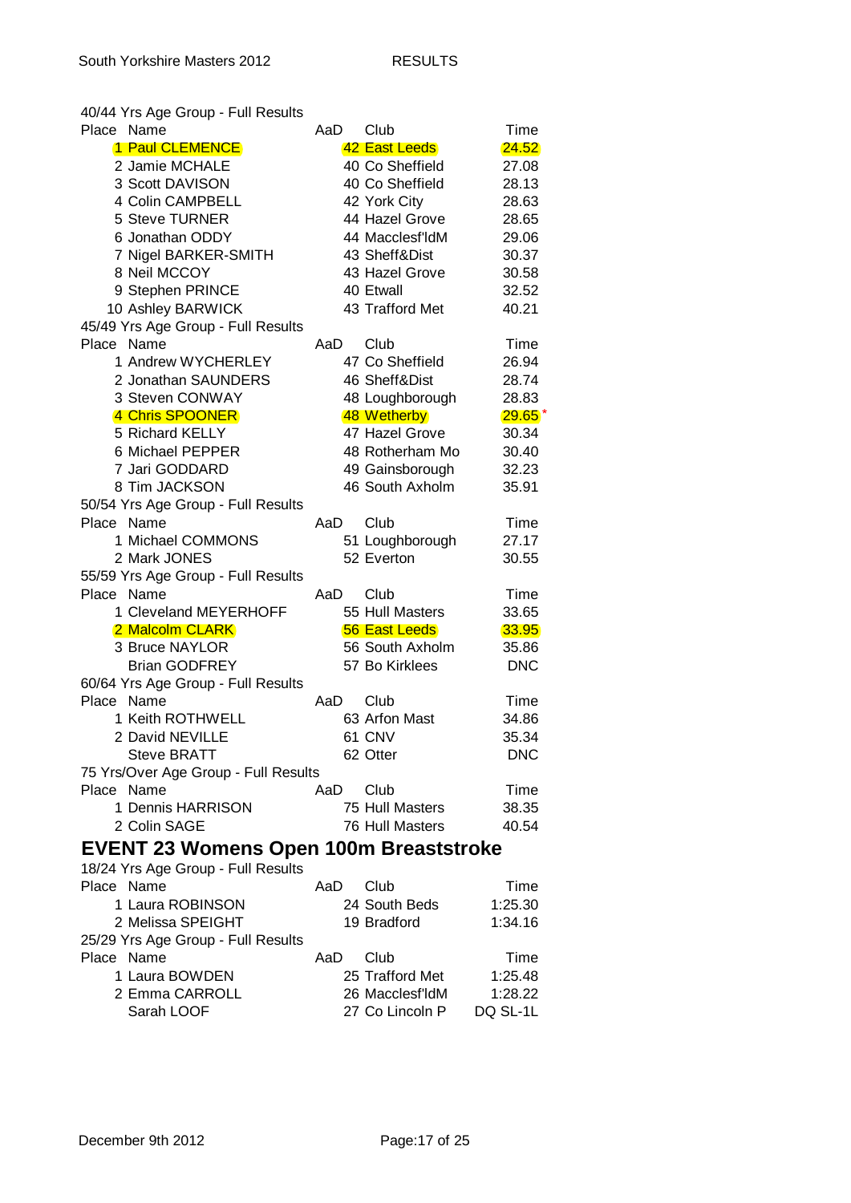40/44 Yrs Age Group - Full Results

| Place | Name | AaD | Club | Time |
|---|---|---|---|---|
| 1 | Paul CLEMENCE | 42 | East Leeds | 24.52 |
| 2 | Jamie MCHALE | 40 | Co Sheffield | 27.08 |
| 3 | Scott DAVISON | 40 | Co Sheffield | 28.13 |
| 4 | Colin CAMPBELL | 42 | York City | 28.63 |
| 5 | Steve TURNER | 44 | Hazel Grove | 28.65 |
| 6 | Jonathan ODDY | 44 | Macclesf'ldM | 29.06 |
| 7 | Nigel BARKER-SMITH | 43 | Sheff&Dist | 30.37 |
| 8 | Neil MCCOY | 43 | Hazel Grove | 30.58 |
| 9 | Stephen PRINCE | 40 | Etwall | 32.52 |
| 10 | Ashley BARWICK | 43 | Trafford Met | 40.21 |

45/49 Yrs Age Group - Full Results

| Place | Name | AaD | Club | Time |
|---|---|---|---|---|
| 1 | Andrew WYCHERLEY | 47 | Co Sheffield | 26.94 |
| 2 | Jonathan SAUNDERS | 46 | Sheff&Dist | 28.74 |
| 3 | Steven CONWAY | 48 | Loughborough | 28.83 |
| 4 | Chris SPOONER | 48 | Wetherby | 29.65 * |
| 5 | Richard KELLY | 47 | Hazel Grove | 30.34 |
| 6 | Michael PEPPER | 48 | Rotherham Mo | 30.40 |
| 7 | Jari GODDARD | 49 | Gainsborough | 32.23 |
| 8 | Tim JACKSON | 46 | South Axholm | 35.91 |

50/54 Yrs Age Group - Full Results

| Place | Name | AaD | Club | Time |
|---|---|---|---|---|
| 1 | Michael COMMONS | 51 | Loughborough | 27.17 |
| 2 | Mark JONES | 52 | Everton | 30.55 |

55/59 Yrs Age Group - Full Results

| Place | Name | AaD | Club | Time |
|---|---|---|---|---|
| 1 | Cleveland MEYERHOFF | 55 | Hull Masters | 33.65 |
| 2 | Malcolm CLARK | 56 | East Leeds | 33.95 |
| 3 | Bruce NAYLOR | 56 | South Axholm | 35.86 |
| | Brian GODFREY | 57 | Bo Kirklees | DNC |

60/64 Yrs Age Group - Full Results

| Place | Name | AaD | Club | Time |
|---|---|---|---|---|
| 1 | Keith ROTHWELL | 63 | Arfon Mast | 34.86 |
| 2 | David NEVILLE | 61 | CNV | 35.34 |
| | Steve BRATT | 62 | Otter | DNC |

75 Yrs/Over Age Group - Full Results

| Place | Name | AaD | Club | Time |
|---|---|---|---|---|
| 1 | Dennis HARRISON | 75 | Hull Masters | 38.35 |
| 2 | Colin SAGE | 76 | Hull Masters | 40.54 |

## EVENT 23 Womens Open 100m Breaststroke

18/24 Yrs Age Group - Full Results

| Place | Name | AaD | Club | Time |
|---|---|---|---|---|
| 1 | Laura ROBINSON | 24 | South Beds | 1:25.30 |
| 2 | Melissa SPEIGHT | 19 | Bradford | 1:34.16 |

25/29 Yrs Age Group - Full Results

| Place | Name | AaD | Club | Time |
|---|---|---|---|---|
| 1 | Laura BOWDEN | 25 | Trafford Met | 1:25.48 |
| 2 | Emma CARROLL | 26 | Macclesf'ldM | 1:28.22 |
| | Sarah LOOF | 27 | Co Lincoln P | DQ SL-1L |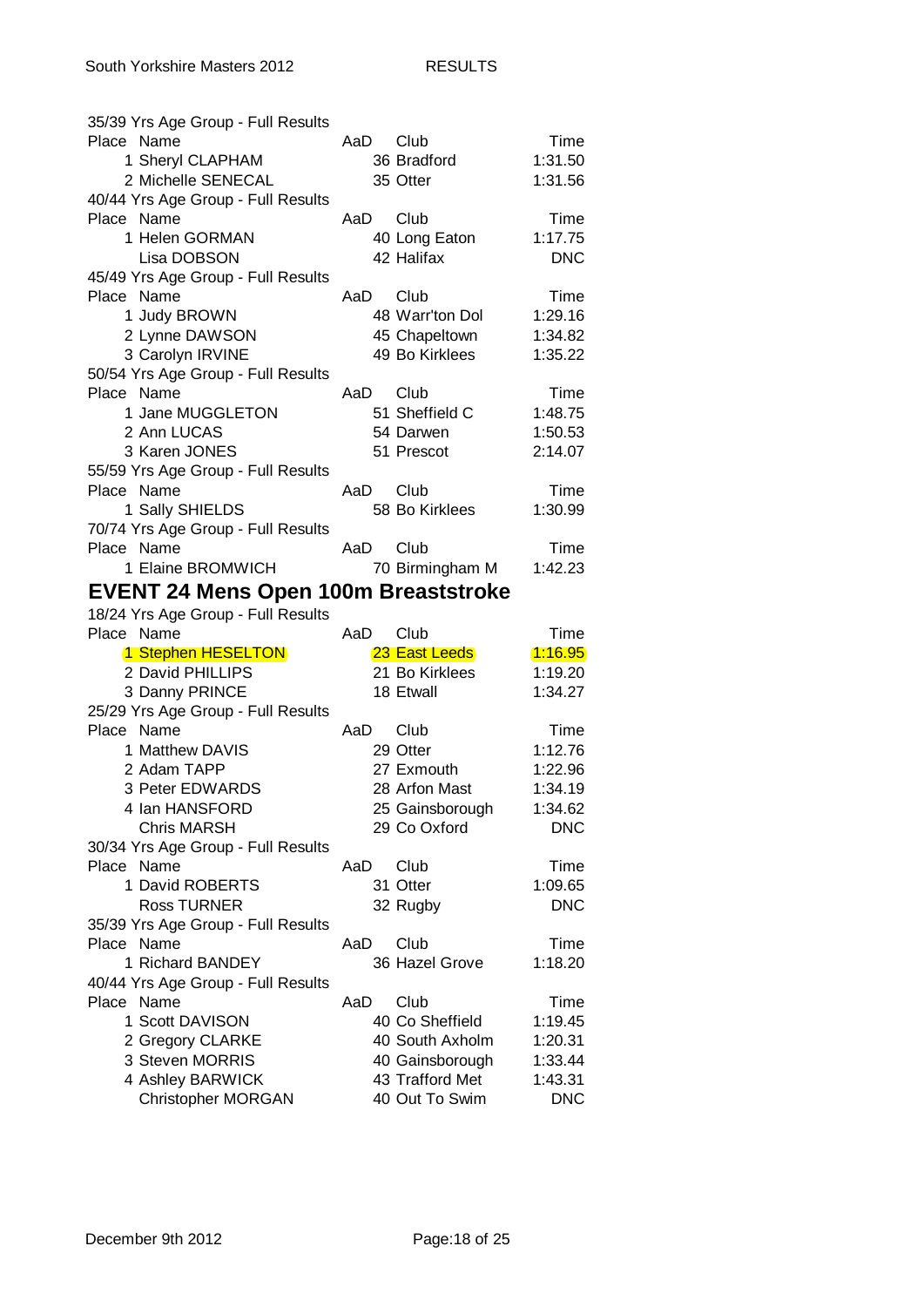35/39 Yrs Age Group - Full Results

| Place | Name | AaD | Club | Time |
|---|---|---|---|---|
| 1 | Sheryl CLAPHAM | 36 | Bradford | 1:31.50 |
| 2 | Michelle SENECAL | 35 | Otter | 1:31.56 |

40/44 Yrs Age Group - Full Results

| Place | Name | AaD | Club | Time |
|---|---|---|---|---|
| 1 | Helen GORMAN | 40 | Long Eaton | 1:17.75 |
| | Lisa DOBSON | 42 | Halifax | DNC |

45/49 Yrs Age Group - Full Results

| Place | Name | AaD | Club | Time |
|---|---|---|---|---|
| 1 | Judy BROWN | 48 | Warr'ton Dol | 1:29.16 |
| 2 | Lynne DAWSON | 45 | Chapeltown | 1:34.82 |
| 3 | Carolyn IRVINE | 49 | Bo Kirklees | 1:35.22 |

50/54 Yrs Age Group - Full Results

| Place | Name | AaD | Club | Time |
|---|---|---|---|---|
| 1 | Jane MUGGLETON | 51 | Sheffield C | 1:48.75 |
| 2 | Ann LUCAS | 54 | Darwen | 1:50.53 |
| 3 | Karen JONES | 51 | Prescot | 2:14.07 |

55/59 Yrs Age Group - Full Results

| Place | Name | AaD | Club | Time |
|---|---|---|---|---|
| 1 | Sally SHIELDS | 58 | Bo Kirklees | 1:30.99 |

70/74 Yrs Age Group - Full Results

| Place | Name | AaD | Club | Time |
|---|---|---|---|---|
| 1 | Elaine BROMWICH | 70 | Birmingham M | 1:42.23 |

## EVENT 24 Mens Open 100m Breaststroke

18/24 Yrs Age Group - Full Results

| Place | Name | AaD | Club | Time |
|---|---|---|---|---|
| 1 | Stephen HESELTON | 23 | East Leeds | 1:16.95 |
| 2 | David PHILLIPS | 21 | Bo Kirklees | 1:19.20 |
| 3 | Danny PRINCE | 18 | Etwall | 1:34.27 |

25/29 Yrs Age Group - Full Results

| Place | Name | AaD | Club | Time |
|---|---|---|---|---|
| 1 | Matthew DAVIS | 29 | Otter | 1:12.76 |
| 2 | Adam TAPP | 27 | Exmouth | 1:22.96 |
| 3 | Peter EDWARDS | 28 | Arfon Mast | 1:34.19 |
| 4 | Ian HANSFORD | 25 | Gainsborough | 1:34.62 |
| | Chris MARSH | 29 | Co Oxford | DNC |

30/34 Yrs Age Group - Full Results

| Place | Name | AaD | Club | Time |
|---|---|---|---|---|
| 1 | David ROBERTS | 31 | Otter | 1:09.65 |
| | Ross TURNER | 32 | Rugby | DNC |

35/39 Yrs Age Group - Full Results

| Place | Name | AaD | Club | Time |
|---|---|---|---|---|
| 1 | Richard BANDEY | 36 | Hazel Grove | 1:18.20 |

40/44 Yrs Age Group - Full Results

| Place | Name | AaD | Club | Time |
|---|---|---|---|---|
| 1 | Scott DAVISON | 40 | Co Sheffield | 1:19.45 |
| 2 | Gregory CLARKE | 40 | South Axholm | 1:20.31 |
| 3 | Steven MORRIS | 40 | Gainsborough | 1:33.44 |
| 4 | Ashley BARWICK | 43 | Trafford Met | 1:43.31 |
| | Christopher MORGAN | 40 | Out To Swim | DNC |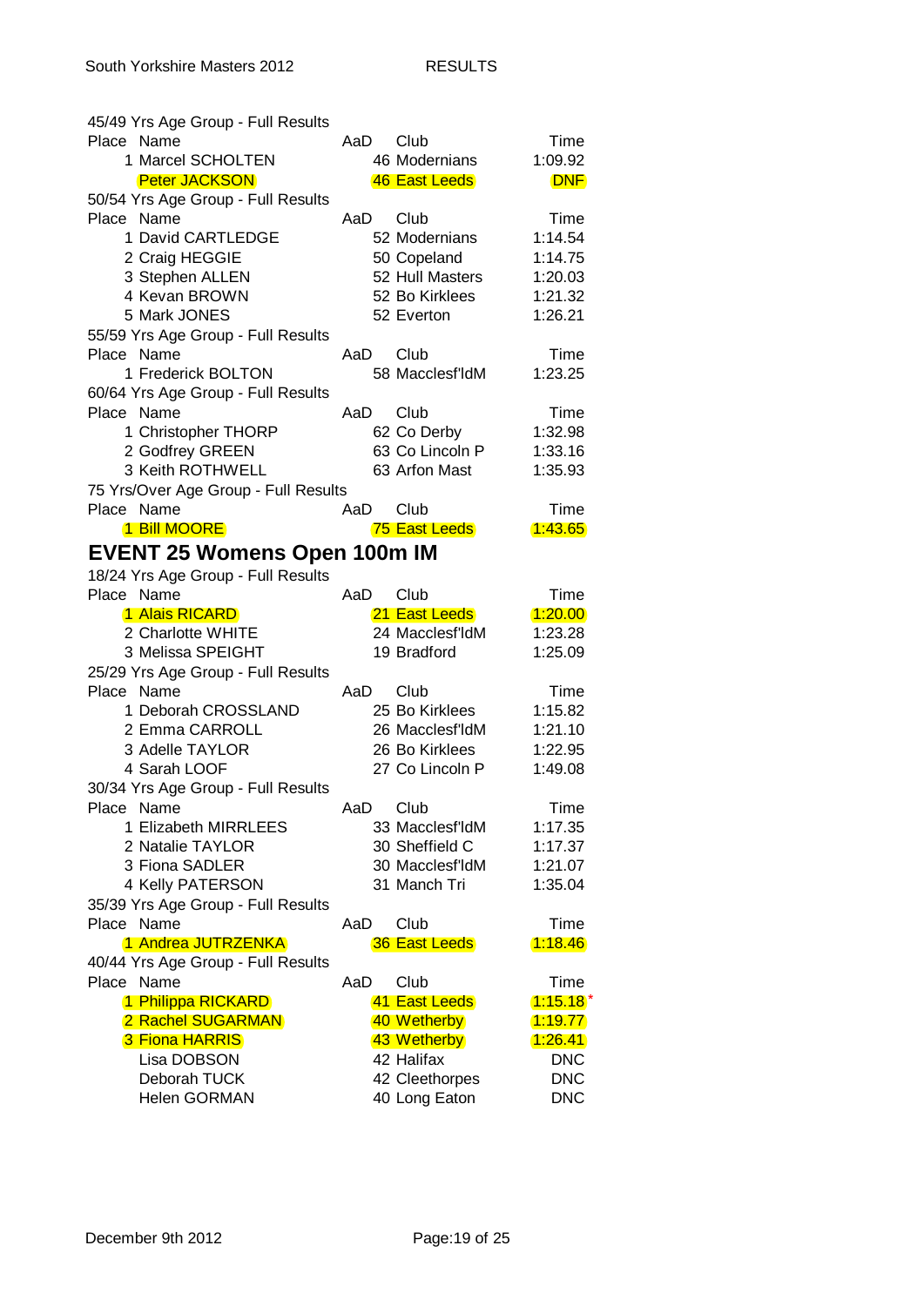45/49 Yrs Age Group - Full Results

| Place | Name | AaD | Club | Time |
|---|---|---|---|---|
| 1 | Marcel SCHOLTEN | 46 | Modernians | 1:09.92 |
| | Peter JACKSON | 46 | East Leeds | DNF |

50/54 Yrs Age Group - Full Results

| Place | Name | AaD | Club | Time |
|---|---|---|---|---|
| 1 | David CARTLEDGE | 52 | Modernians | 1:14.54 |
| 2 | Craig HEGGIE | 50 | Copeland | 1:14.75 |
| 3 | Stephen ALLEN | 52 | Hull Masters | 1:20.03 |
| 4 | Kevan BROWN | 52 | Bo Kirklees | 1:21.32 |
| 5 | Mark JONES | 52 | Everton | 1:26.21 |

55/59 Yrs Age Group - Full Results

| Place | Name | AaD | Club | Time |
|---|---|---|---|---|
| 1 | Frederick BOLTON | 58 | Macclesf'ldM | 1:23.25 |

60/64 Yrs Age Group - Full Results

| Place | Name | AaD | Club | Time |
|---|---|---|---|---|
| 1 | Christopher THORP | 62 | Co Derby | 1:32.98 |
| 2 | Godfrey GREEN | 63 | Co Lincoln P | 1:33.16 |
| 3 | Keith ROTHWELL | 63 | Arfon Mast | 1:35.93 |

75 Yrs/Over Age Group - Full Results

| Place | Name | AaD | Club | Time |
|---|---|---|---|---|
| 1 | Bill MOORE | 75 | East Leeds | 1:43.65 |

## EVENT 25 Womens Open 100m IM

18/24 Yrs Age Group - Full Results

| Place | Name | AaD | Club | Time |
|---|---|---|---|---|
| 1 | Alais RICARD | 21 | East Leeds | 1:20.00 |
| 2 | Charlotte WHITE | 24 | Macclesf'ldM | 1:23.28 |
| 3 | Melissa SPEIGHT | 19 | Bradford | 1:25.09 |

25/29 Yrs Age Group - Full Results

| Place | Name | AaD | Club | Time |
|---|---|---|---|---|
| 1 | Deborah CROSSLAND | 25 | Bo Kirklees | 1:15.82 |
| 2 | Emma CARROLL | 26 | Macclesf'ldM | 1:21.10 |
| 3 | Adelle TAYLOR | 26 | Bo Kirklees | 1:22.95 |
| 4 | Sarah LOOF | 27 | Co Lincoln P | 1:49.08 |

30/34 Yrs Age Group - Full Results

| Place | Name | AaD | Club | Time |
|---|---|---|---|---|
| 1 | Elizabeth MIRRLEES | 33 | Macclesf'ldM | 1:17.35 |
| 2 | Natalie TAYLOR | 30 | Sheffield C | 1:17.37 |
| 3 | Fiona SADLER | 30 | Macclesf'ldM | 1:21.07 |
| 4 | Kelly PATERSON | 31 | Manch Tri | 1:35.04 |

35/39 Yrs Age Group - Full Results

| Place | Name | AaD | Club | Time |
|---|---|---|---|---|
| 1 | Andrea JUTRZENKA | 36 | East Leeds | 1:18.46 |

40/44 Yrs Age Group - Full Results

| Place | Name | AaD | Club | Time |
|---|---|---|---|---|
| 1 | Philippa RICKARD | 41 | East Leeds | 1:15.18 * |
| 2 | Rachel SUGARMAN | 40 | Wetherby | 1:19.77 |
| 3 | Fiona HARRIS | 43 | Wetherby | 1:26.41 |
| | Lisa DOBSON | 42 | Halifax | DNC |
| | Deborah TUCK | 42 | Cleethorpes | DNC |
| | Helen GORMAN | 40 | Long Eaton | DNC |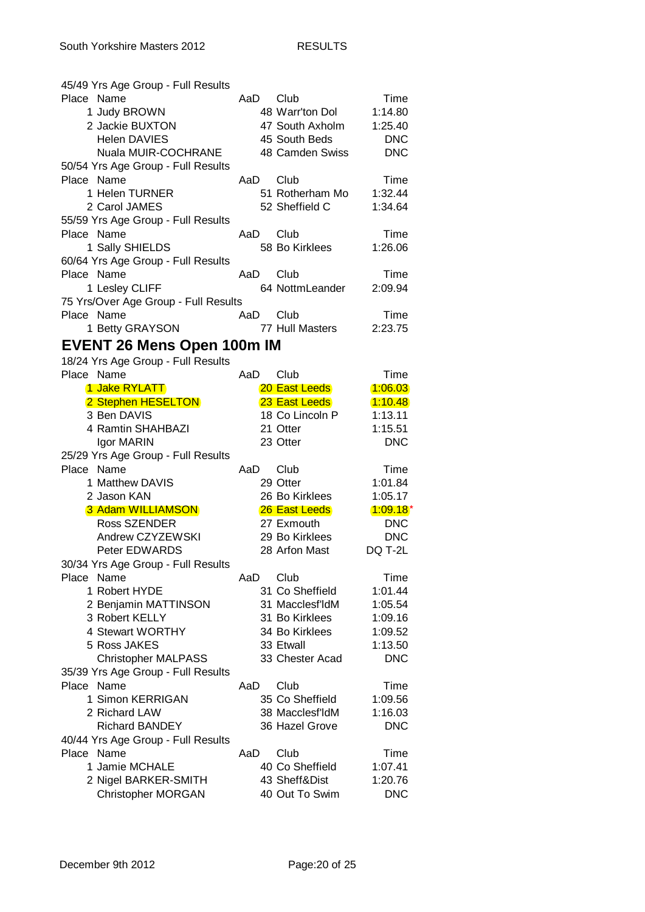45/49 Yrs Age Group - Full Results

| Place | Name | AaD | Club | Time |
|---|---|---|---|---|
| 1 | Judy BROWN | 48 | Warr'ton Dol | 1:14.80 |
| 2 | Jackie BUXTON | 47 | South Axholm | 1:25.40 |
| | Helen DAVIES | 45 | South Beds | DNC |
| | Nuala MUIR-COCHRANE | 48 | Camden Swiss | DNC |

50/54 Yrs Age Group - Full Results

| Place | Name | AaD | Club | Time |
|---|---|---|---|---|
| 1 | Helen TURNER | 51 | Rotherham Mo | 1:32.44 |
| 2 | Carol JAMES | 52 | Sheffield C | 1:34.64 |

55/59 Yrs Age Group - Full Results

| Place | Name | AaD | Club | Time |
|---|---|---|---|---|
| 1 | Sally SHIELDS | 58 | Bo Kirklees | 1:26.06 |

60/64 Yrs Age Group - Full Results

| Place | Name | AaD | Club | Time |
|---|---|---|---|---|
| 1 | Lesley CLIFF | 64 | NottmLeander | 2:09.94 |

75 Yrs/Over Age Group - Full Results

| Place | Name | AaD | Club | Time |
|---|---|---|---|---|
| 1 | Betty GRAYSON | 77 | Hull Masters | 2:23.75 |

## EVENT 26 Mens Open 100m IM

18/24 Yrs Age Group - Full Results

| Place | Name | AaD | Club | Time |
|---|---|---|---|---|
| 1 | Jake RYLATT | 20 | East Leeds | 1:06.03 |
| 2 | Stephen HESELTON | 23 | East Leeds | 1:10.48 |
| 3 | Ben DAVIS | 18 | Co Lincoln P | 1:13.11 |
| 4 | Ramtin SHAHBAZI | 21 | Otter | 1:15.51 |
| | Igor MARIN | 23 | Otter | DNC |

25/29 Yrs Age Group - Full Results

| Place | Name | AaD | Club | Time |
|---|---|---|---|---|
| 1 | Matthew DAVIS | 29 | Otter | 1:01.84 |
| 2 | Jason KAN | 26 | Bo Kirklees | 1:05.17 |
| 3 | Adam WILLIAMSON | 26 | East Leeds | 1:09.18* |
| | Ross SZENDER | 27 | Exmouth | DNC |
| | Andrew CZYZEWSKI | 29 | Bo Kirklees | DNC |
| | Peter EDWARDS | 28 | Arfon Mast | DQ T-2L |

30/34 Yrs Age Group - Full Results

| Place | Name | AaD | Club | Time |
|---|---|---|---|---|
| 1 | Robert HYDE | 31 | Co Sheffield | 1:01.44 |
| 2 | Benjamin MATTINSON | 31 | Macclesf'ldM | 1:05.54 |
| 3 | Robert KELLY | 31 | Bo Kirklees | 1:09.16 |
| 4 | Stewart WORTHY | 34 | Bo Kirklees | 1:09.52 |
| 5 | Ross JAKES | 33 | Etwall | 1:13.50 |
| | Christopher MALPASS | 33 | Chester Acad | DNC |

35/39 Yrs Age Group - Full Results

| Place | Name | AaD | Club | Time |
|---|---|---|---|---|
| 1 | Simon KERRIGAN | 35 | Co Sheffield | 1:09.56 |
| 2 | Richard LAW | 38 | Macclesf'ldM | 1:16.03 |
| | Richard BANDEY | 36 | Hazel Grove | DNC |

40/44 Yrs Age Group - Full Results

| Place | Name | AaD | Club | Time |
|---|---|---|---|---|
| 1 | Jamie MCHALE | 40 | Co Sheffield | 1:07.41 |
| 2 | Nigel BARKER-SMITH | 43 | Sheff&Dist | 1:20.76 |
| | Christopher MORGAN | 40 | Out To Swim | DNC |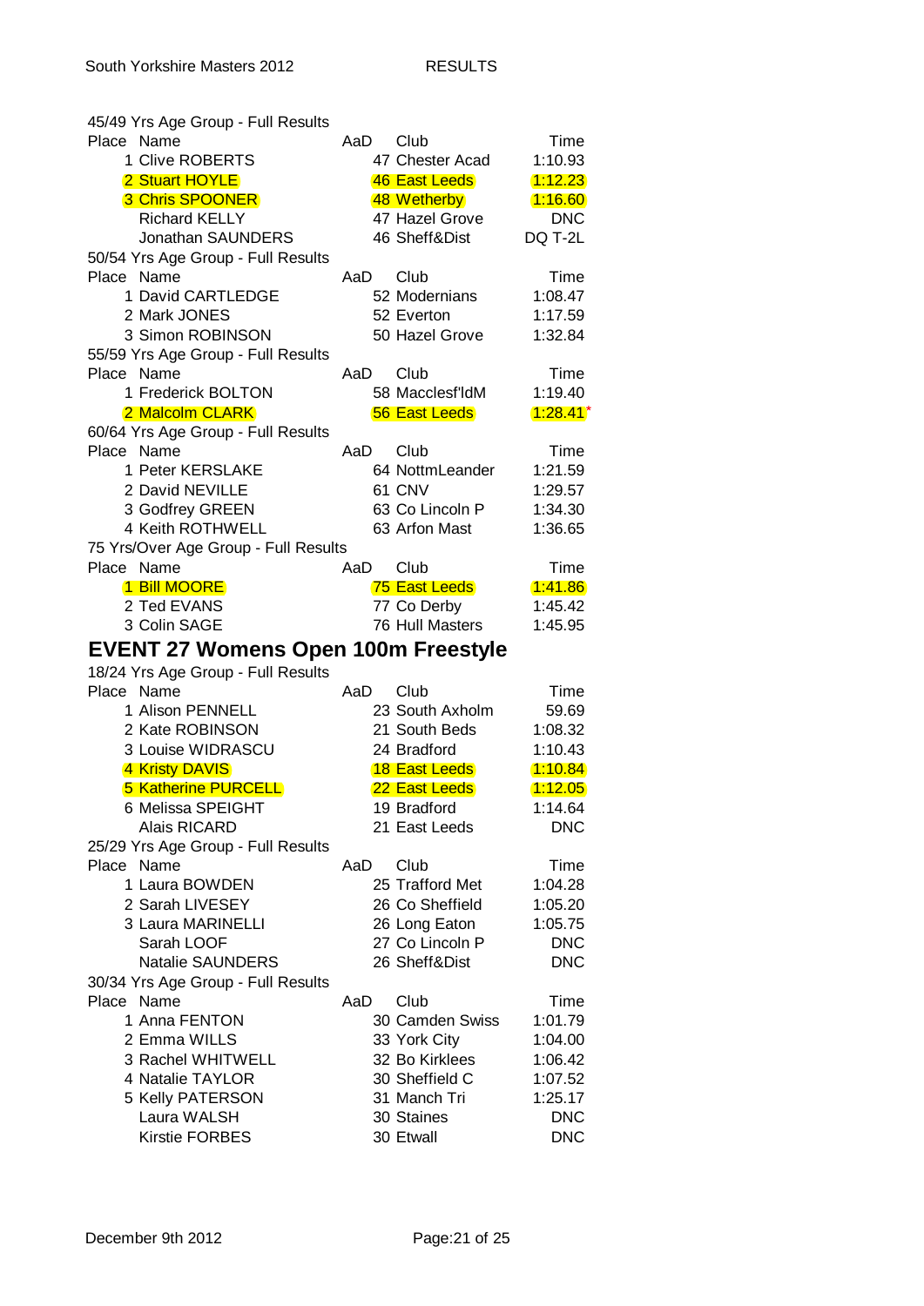45/49 Yrs Age Group - Full Results

| Place | Name | AaD | Club | Time |
|---|---|---|---|---|
| 1 | Clive ROBERTS | 47 | Chester Acad | 1:10.93 |
| 2 | Stuart HOYLE | 46 | East Leeds | 1:12.23 |
| 3 | Chris SPOONER | 48 | Wetherby | 1:16.60 |
| | Richard KELLY | 47 | Hazel Grove | DNC |
| | Jonathan SAUNDERS | 46 | Sheff&Dist | DQ T-2L |

50/54 Yrs Age Group - Full Results

| Place | Name | AaD | Club | Time |
|---|---|---|---|---|
| 1 | David CARTLEDGE | 52 | Modernians | 1:08.47 |
| 2 | Mark JONES | 52 | Everton | 1:17.59 |
| 3 | Simon ROBINSON | 50 | Hazel Grove | 1:32.84 |

55/59 Yrs Age Group - Full Results

| Place | Name | AaD | Club | Time |
|---|---|---|---|---|
| 1 | Frederick BOLTON | 58 | Macclesf'ldM | 1:19.40 |
| 2 | Malcolm CLARK | 56 | East Leeds | 1:28.41* |

60/64 Yrs Age Group - Full Results

| Place | Name | AaD | Club | Time |
|---|---|---|---|---|
| 1 | Peter KERSLAKE | 64 | NottmLeander | 1:21.59 |
| 2 | David NEVILLE | 61 | CNV | 1:29.57 |
| 3 | Godfrey GREEN | 63 | Co Lincoln P | 1:34.30 |
| 4 | Keith ROTHWELL | 63 | Arfon Mast | 1:36.65 |

75 Yrs/Over Age Group - Full Results

| Place | Name | AaD | Club | Time |
|---|---|---|---|---|
| 1 | Bill MOORE | 75 | East Leeds | 1:41.86 |
| 2 | Ted EVANS | 77 | Co Derby | 1:45.42 |
| 3 | Colin SAGE | 76 | Hull Masters | 1:45.95 |

## EVENT 27 Womens Open 100m Freestyle

18/24 Yrs Age Group - Full Results

| Place | Name | AaD | Club | Time |
|---|---|---|---|---|
| 1 | Alison PENNELL | 23 | South Axholm | 59.69 |
| 2 | Kate ROBINSON | 21 | South Beds | 1:08.32 |
| 3 | Louise WIDRASCU | 24 | Bradford | 1:10.43 |
| 4 | Kristy DAVIS | 18 | East Leeds | 1:10.84 |
| 5 | Katherine PURCELL | 22 | East Leeds | 1:12.05 |
| 6 | Melissa SPEIGHT | 19 | Bradford | 1:14.64 |
| | Alais RICARD | 21 | East Leeds | DNC |

25/29 Yrs Age Group - Full Results

| Place | Name | AaD | Club | Time |
|---|---|---|---|---|
| 1 | Laura BOWDEN | 25 | Trafford Met | 1:04.28 |
| 2 | Sarah LIVESEY | 26 | Co Sheffield | 1:05.20 |
| 3 | Laura MARINELLI | 26 | Long Eaton | 1:05.75 |
| | Sarah LOOF | 27 | Co Lincoln P | DNC |
| | Natalie SAUNDERS | 26 | Sheff&Dist | DNC |

30/34 Yrs Age Group - Full Results

| Place | Name | AaD | Club | Time |
|---|---|---|---|---|
| 1 | Anna FENTON | 30 | Camden Swiss | 1:01.79 |
| 2 | Emma WILLS | 33 | York City | 1:04.00 |
| 3 | Rachel WHITWELL | 32 | Bo Kirklees | 1:06.42 |
| 4 | Natalie TAYLOR | 30 | Sheffield C | 1:07.52 |
| 5 | Kelly PATERSON | 31 | Manch Tri | 1:25.17 |
| | Laura WALSH | 30 | Staines | DNC |
| | Kirstie FORBES | 30 | Etwall | DNC |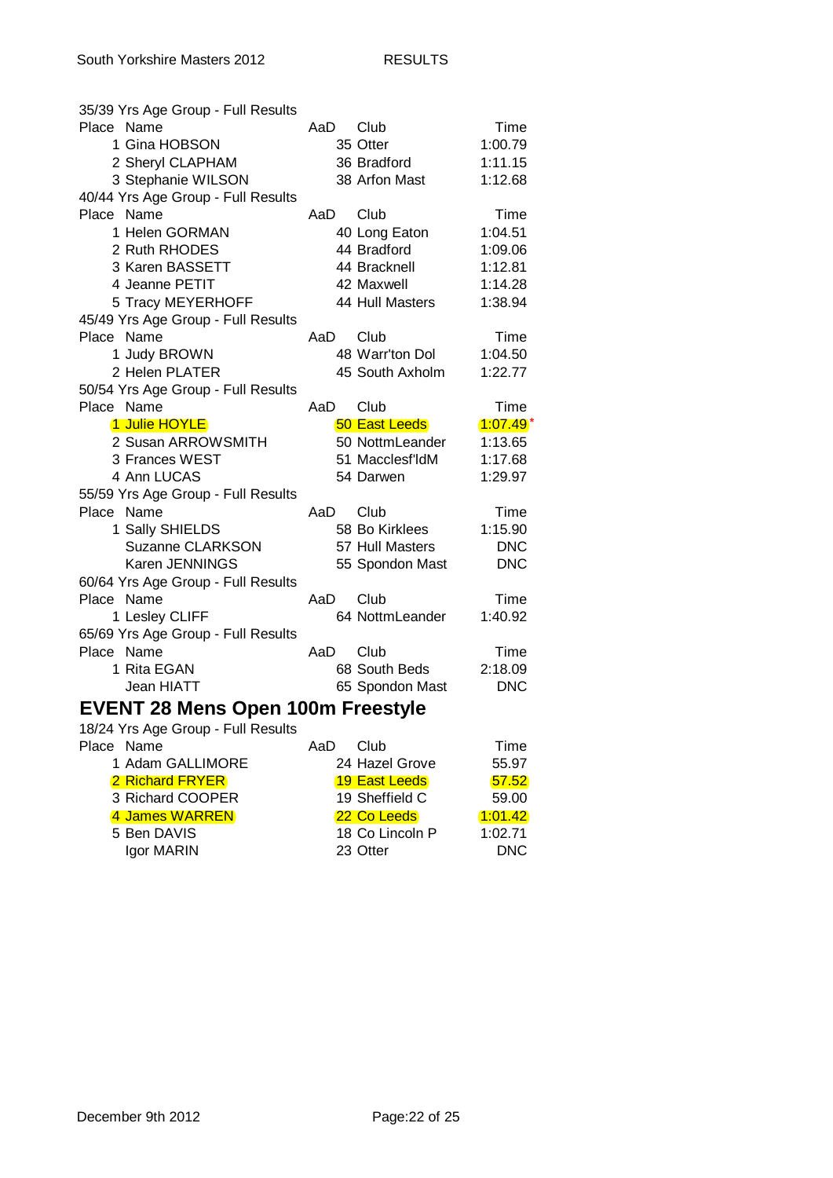35/39 Yrs Age Group - Full Results

| Place | Name | AaD | Club | Time |
|---|---|---|---|---|
| 1 | Gina HOBSON | 35 | Otter | 1:00.79 |
| 2 | Sheryl CLAPHAM | 36 | Bradford | 1:11.15 |
| 3 | Stephanie WILSON | 38 | Arfon Mast | 1:12.68 |

40/44 Yrs Age Group - Full Results

| Place | Name | AaD | Club | Time |
|---|---|---|---|---|
| 1 | Helen GORMAN | 40 | Long Eaton | 1:04.51 |
| 2 | Ruth RHODES | 44 | Bradford | 1:09.06 |
| 3 | Karen BASSETT | 44 | Bracknell | 1:12.81 |
| 4 | Jeanne PETIT | 42 | Maxwell | 1:14.28 |
| 5 | Tracy MEYERHOFF | 44 | Hull Masters | 1:38.94 |

45/49 Yrs Age Group - Full Results

| Place | Name | AaD | Club | Time |
|---|---|---|---|---|
| 1 | Judy BROWN | 48 | Warr'ton Dol | 1:04.50 |
| 2 | Helen PLATER | 45 | South Axholm | 1:22.77 |

50/54 Yrs Age Group - Full Results

| Place | Name | AaD | Club | Time |
|---|---|---|---|---|
| 1 | Julie HOYLE | 50 | East Leeds | 1:07.49 * |
| 2 | Susan ARROWSMITH | 50 | NottmLeander | 1:13.65 |
| 3 | Frances WEST | 51 | Macclesf'ldM | 1:17.68 |
| 4 | Ann LUCAS | 54 | Darwen | 1:29.97 |

55/59 Yrs Age Group - Full Results

| Place | Name | AaD | Club | Time |
|---|---|---|---|---|
| 1 | Sally SHIELDS | 58 | Bo Kirklees | 1:15.90 |
| | Suzanne CLARKSON | 57 | Hull Masters | DNC |
| | Karen JENNINGS | 55 | Spondon Mast | DNC |

60/64 Yrs Age Group - Full Results

| Place | Name | AaD | Club | Time |
|---|---|---|---|---|
| 1 | Lesley CLIFF | 64 | NottmLeander | 1:40.92 |

65/69 Yrs Age Group - Full Results

| Place | Name | AaD | Club | Time |
|---|---|---|---|---|
| 1 | Rita EGAN | 68 | South Beds | 2:18.09 |
| | Jean HIATT | 65 | Spondon Mast | DNC |

## EVENT 28 Mens Open 100m Freestyle

18/24 Yrs Age Group - Full Results

| Place | Name | AaD | Club | Time |
|---|---|---|---|---|
| 1 | Adam GALLIMORE | 24 | Hazel Grove | 55.97 |
| 2 | Richard FRYER | 19 | East Leeds | 57.52 |
| 3 | Richard COOPER | 19 | Sheffield C | 59.00 |
| 4 | James WARREN | 22 | Co Leeds | 1:01.42 |
| 5 | Ben DAVIS | 18 | Co Lincoln P | 1:02.71 |
| | Igor MARIN | 23 | Otter | DNC |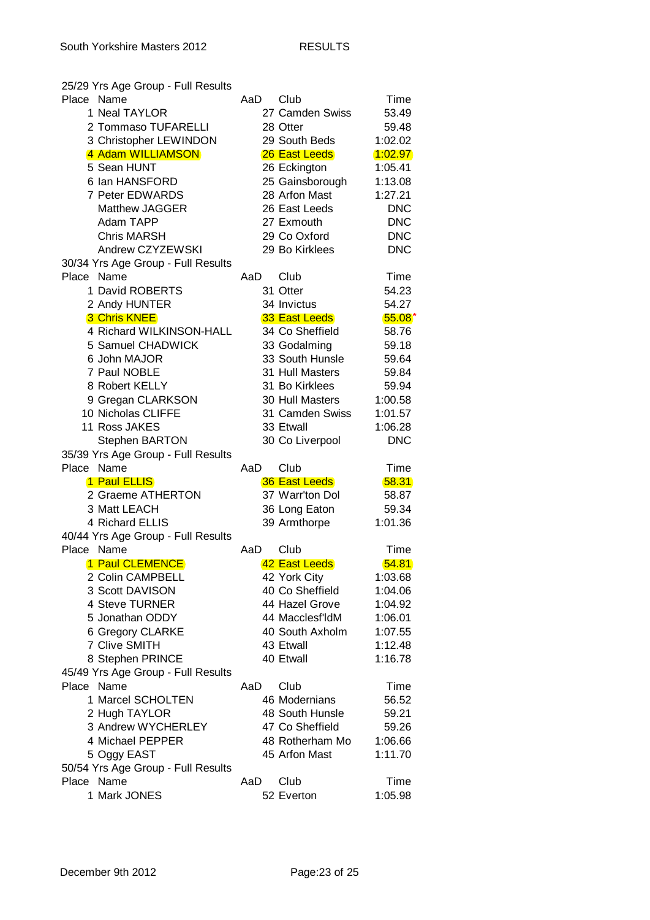## 25/29 Yrs Age Group - Full Results

| Place | Name | AaD | Club | Time |
|---|---|---|---|---|
| 1 | Neal TAYLOR | 27 | Camden Swiss | 53.49 |
| 2 | Tommaso TUFARELLI | 28 | Otter | 59.48 |
| 3 | Christopher LEWINDON | 29 | South Beds | 1:02.02 |
| 4 | Adam WILLIAMSON | 26 | East Leeds | 1:02.97 |
| 5 | Sean HUNT | 26 | Eckington | 1:05.41 |
| 6 | Ian HANSFORD | 25 | Gainsborough | 1:13.08 |
| 7 | Peter EDWARDS | 28 | Arfon Mast | 1:27.21 |
| | Matthew JAGGER | 26 | East Leeds | DNC |
| | Adam TAPP | 27 | Exmouth | DNC |
| | Chris MARSH | 29 | Co Oxford | DNC |
| | Andrew CZYZEWSKI | 29 | Bo Kirklees | DNC |

## 30/34 Yrs Age Group - Full Results

| Place | Name | AaD | Club | Time |
|---|---|---|---|---|
| 1 | David ROBERTS | 31 | Otter | 54.23 |
| 2 | Andy HUNTER | 34 | Invictus | 54.27 |
| 3 | Chris KNEE | 33 | East Leeds | 55.08* |
| 4 | Richard WILKINSON-HALL | 34 | Co Sheffield | 58.76 |
| 5 | Samuel CHADWICK | 33 | Godalming | 59.18 |
| 6 | John MAJOR | 33 | South Hunsle | 59.64 |
| 7 | Paul NOBLE | 31 | Hull Masters | 59.84 |
| 8 | Robert KELLY | 31 | Bo Kirklees | 59.94 |
| 9 | Gregan CLARKSON | 30 | Hull Masters | 1:00.58 |
| 10 | Nicholas CLIFFE | 31 | Camden Swiss | 1:01.57 |
| 11 | Ross JAKES | 33 | Etwall | 1:06.28 |
| | Stephen BARTON | 30 | Co Liverpool | DNC |

## 35/39 Yrs Age Group - Full Results

| Place | Name | AaD | Club | Time |
|---|---|---|---|---|
| 1 | Paul ELLIS | 36 | East Leeds | 58.31 |
| 2 | Graeme ATHERTON | 37 | Warr'ton Dol | 58.87 |
| 3 | Matt LEACH | 36 | Long Eaton | 59.34 |
| 4 | Richard ELLIS | 39 | Armthorpe | 1:01.36 |

## 40/44 Yrs Age Group - Full Results

| Place | Name | AaD | Club | Time |
|---|---|---|---|---|
| 1 | Paul CLEMENCE | 42 | East Leeds | 54.81 |
| 2 | Colin CAMPBELL | 42 | York City | 1:03.68 |
| 3 | Scott DAVISON | 40 | Co Sheffield | 1:04.06 |
| 4 | Steve TURNER | 44 | Hazel Grove | 1:04.92 |
| 5 | Jonathan ODDY | 44 | Macclesf'ldM | 1:06.01 |
| 6 | Gregory CLARKE | 40 | South Axholm | 1:07.55 |
| 7 | Clive SMITH | 43 | Etwall | 1:12.48 |
| 8 | Stephen PRINCE | 40 | Etwall | 1:16.78 |

## 45/49 Yrs Age Group - Full Results

| Place | Name | AaD | Club | Time |
|---|---|---|---|---|
| 1 | Marcel SCHOLTEN | 46 | Modernians | 56.52 |
| 2 | Hugh TAYLOR | 48 | South Hunsle | 59.21 |
| 3 | Andrew WYCHERLEY | 47 | Co Sheffield | 59.26 |
| 4 | Michael PEPPER | 48 | Rotherham Mo | 1:06.66 |
| 5 | Oggy EAST | 45 | Arfon Mast | 1:11.70 |

## 50/54 Yrs Age Group - Full Results

| Place | Name | AaD | Club | Time |
|---|---|---|---|---|
| 1 | Mark JONES | 52 | Everton | 1:05.98 |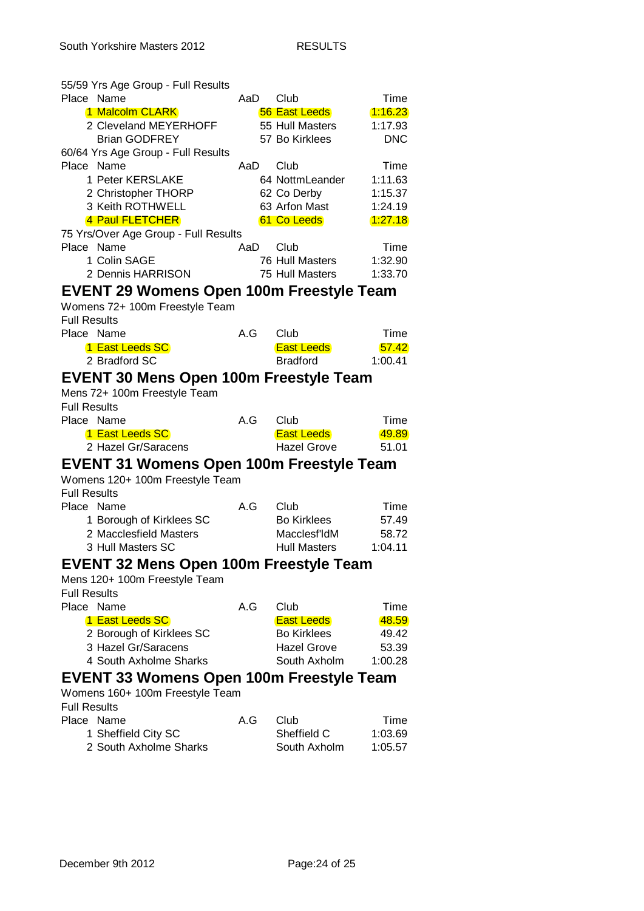55/59 Yrs Age Group - Full Results

| Place | Name | AaD | Club | Time |
|---|---|---|---|---|
| 1 | Malcolm CLARK | 56 | East Leeds | 1:16.23 |
| 2 | Cleveland MEYERHOFF | 55 | Hull Masters | 1:17.93 |
| | Brian GODFREY | 57 | Bo Kirklees | DNC |

60/64 Yrs Age Group - Full Results

| Place | Name | AaD | Club | Time |
|---|---|---|---|---|
| 1 | Peter KERSLAKE | 64 | NottmLeander | 1:11.63 |
| 2 | Christopher THORP | 62 | Co Derby | 1:15.37 |
| 3 | Keith ROTHWELL | 63 | Arfon Mast | 1:24.19 |
| 4 | Paul FLETCHER | 61 | Co Leeds | 1:27.18 |

75 Yrs/Over Age Group - Full Results

| Place | Name | AaD | Club | Time |
|---|---|---|---|---|
| 1 | Colin SAGE | 76 | Hull Masters | 1:32.90 |
| 2 | Dennis HARRISON | 75 | Hull Masters | 1:33.70 |

## EVENT 29 Womens Open 100m Freestyle Team

Womens 72+ 100m Freestyle Team

Full Results

| Place | Name | A.G | Club | Time |
|---|---|---|---|---|
| 1 | East Leeds SC | | East Leeds | 57.42 |
| 2 | Bradford SC | | Bradford | 1:00.41 |

## EVENT 30 Mens Open 100m Freestyle Team

Mens 72+ 100m Freestyle Team

Full Results

| Place | Name | A.G | Club | Time |
|---|---|---|---|---|
| 1 | East Leeds SC | | East Leeds | 49.89 |
| 2 | Hazel Gr/Saracens | | Hazel Grove | 51.01 |

## EVENT 31 Womens Open 100m Freestyle Team

Womens 120+ 100m Freestyle Team

Full Results

| Place | Name | A.G | Club | Time |
|---|---|---|---|---|
| 1 | Borough of Kirklees SC | | Bo Kirklees | 57.49 |
| 2 | Macclesfield Masters | | Macclesf'ldM | 58.72 |
| 3 | Hull Masters SC | | Hull Masters | 1:04.11 |

## EVENT 32 Mens Open 100m Freestyle Team

Mens 120+ 100m Freestyle Team

Full Results

| Place | Name | A.G | Club | Time |
|---|---|---|---|---|
| 1 | East Leeds SC | | East Leeds | 48.59 |
| 2 | Borough of Kirklees SC | | Bo Kirklees | 49.42 |
| 3 | Hazel Gr/Saracens | | Hazel Grove | 53.39 |
| 4 | South Axholme Sharks | | South Axholm | 1:00.28 |

## EVENT 33 Womens Open 100m Freestyle Team

Womens 160+ 100m Freestyle Team

Full Results

| Place | Name | A.G | Club | Time |
|---|---|---|---|---|
| 1 | Sheffield City SC | | Sheffield C | 1:03.69 |
| 2 | South Axholme Sharks | | South Axholm | 1:05.57 |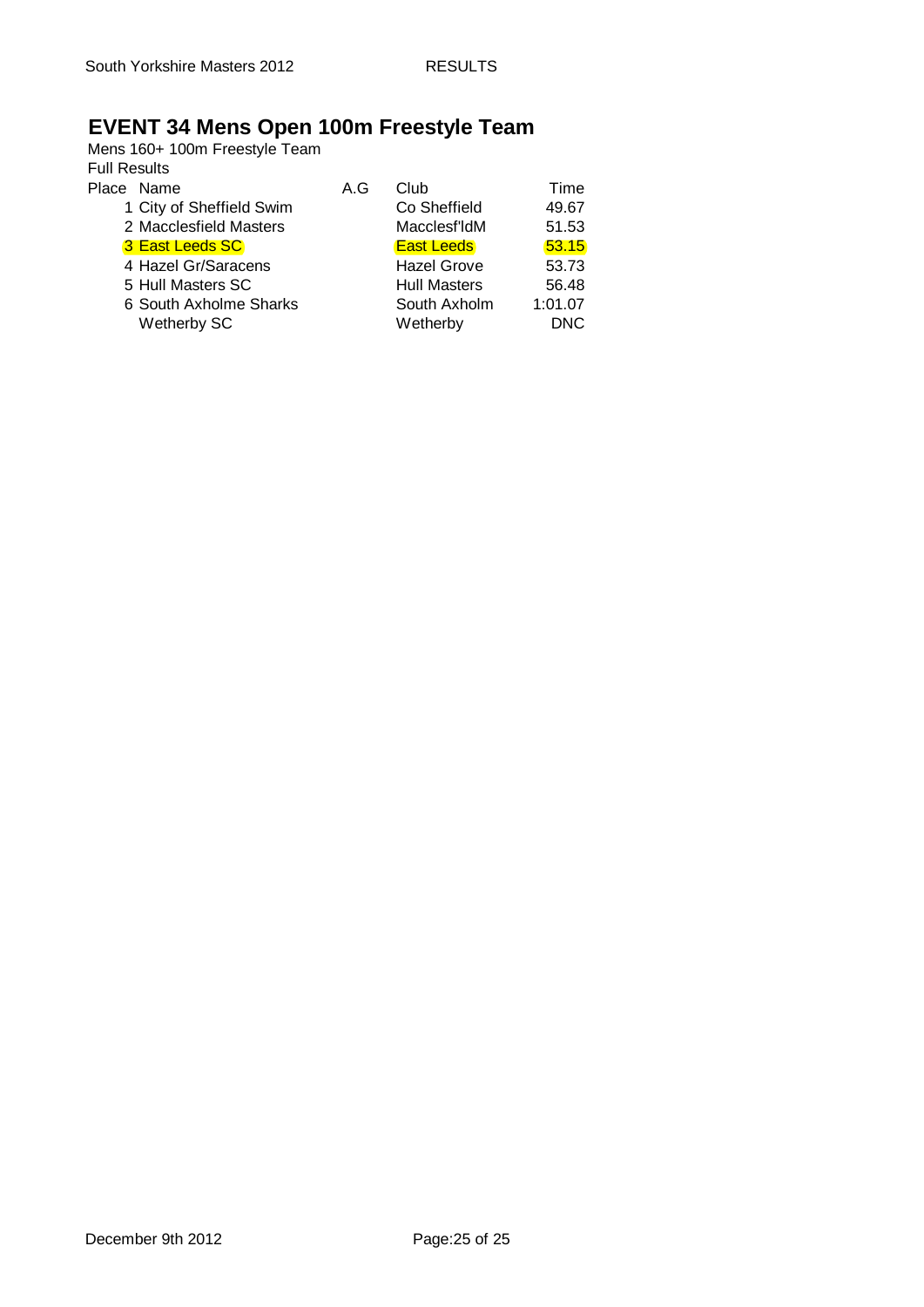# EVENT 34 Mens Open 100m Freestyle Team

Mens 160+ 100m Freestyle Team

Full Results

| Place | Name | A.G | Club | Time |
|---|---|---|---|---|
| 1 | City of Sheffield Swim | | Co Sheffield | 49.67 |
| 2 | Macclesfield Masters | | Macclesf'ldM | 51.53 |
| 3 | East Leeds SC | | East Leeds | 53.15 |
| 4 | Hazel Gr/Saracens | | Hazel Grove | 53.73 |
| 5 | Hull Masters SC | | Hull Masters | 56.48 |
| 6 | South Axholme Sharks | | South Axholm | 1:01.07 |
| | Wetherby SC | | Wetherby | DNC |